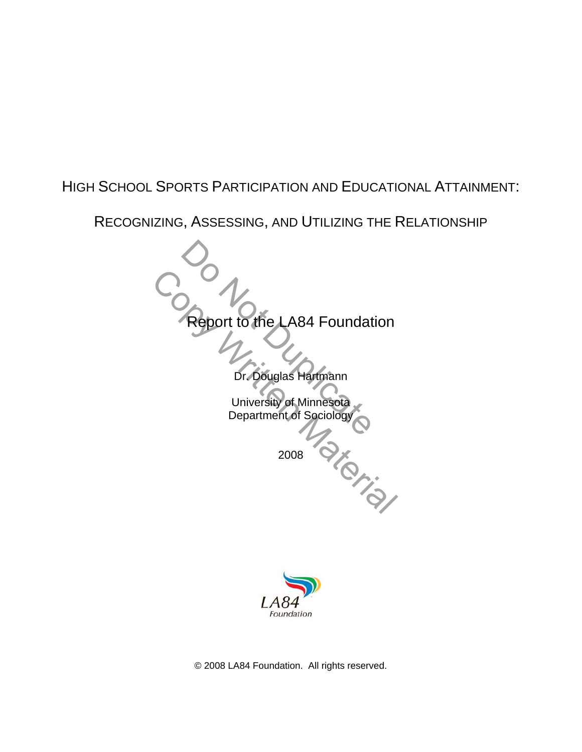# HIGH SCHOOL SPORTS PARTICIPATION AND EDUCATIONAL ATTAINMENT:

## RECOGNIZING, ASSESSING, AND UTILIZING THE RELATIONSHIP

Report to the LA84 Foundation

Dr. Douglas Hartmann

University of Minnesota
Department of Sociology

2008

© 2008 LA84 Foundation. All rights reserved.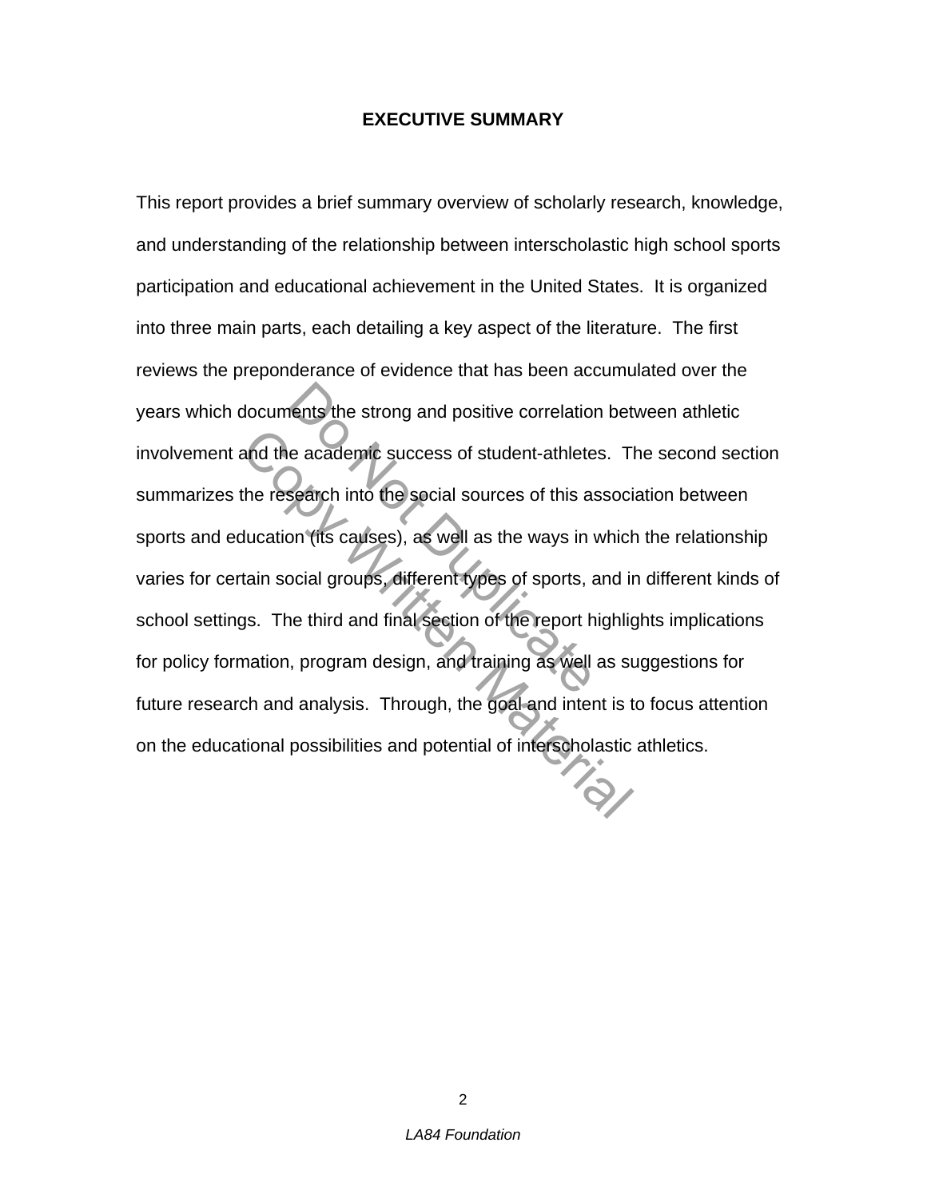# EXECUTIVE SUMMARY

This report provides a brief summary overview of scholarly research, knowledge, and understanding of the relationship between interscholastic high school sports participation and educational achievement in the United States. It is organized into three main parts, each detailing a key aspect of the literature. The first reviews the preponderance of evidence that has been accumulated over the years which documents the strong and positive correlation between athletic involvement and the academic success of student-athletes. The second section summarizes the research into the social sources of this association between sports and education (its causes), as well as the ways in which the relationship varies for certain social groups, different types of sports, and in different kinds of school settings. The third and final section of the report highlights implications for policy formation, program design, and training as well as suggestions for future research and analysis. Through, the goal and intent is to focus attention on the educational possibilities and potential of interscholastic athletics.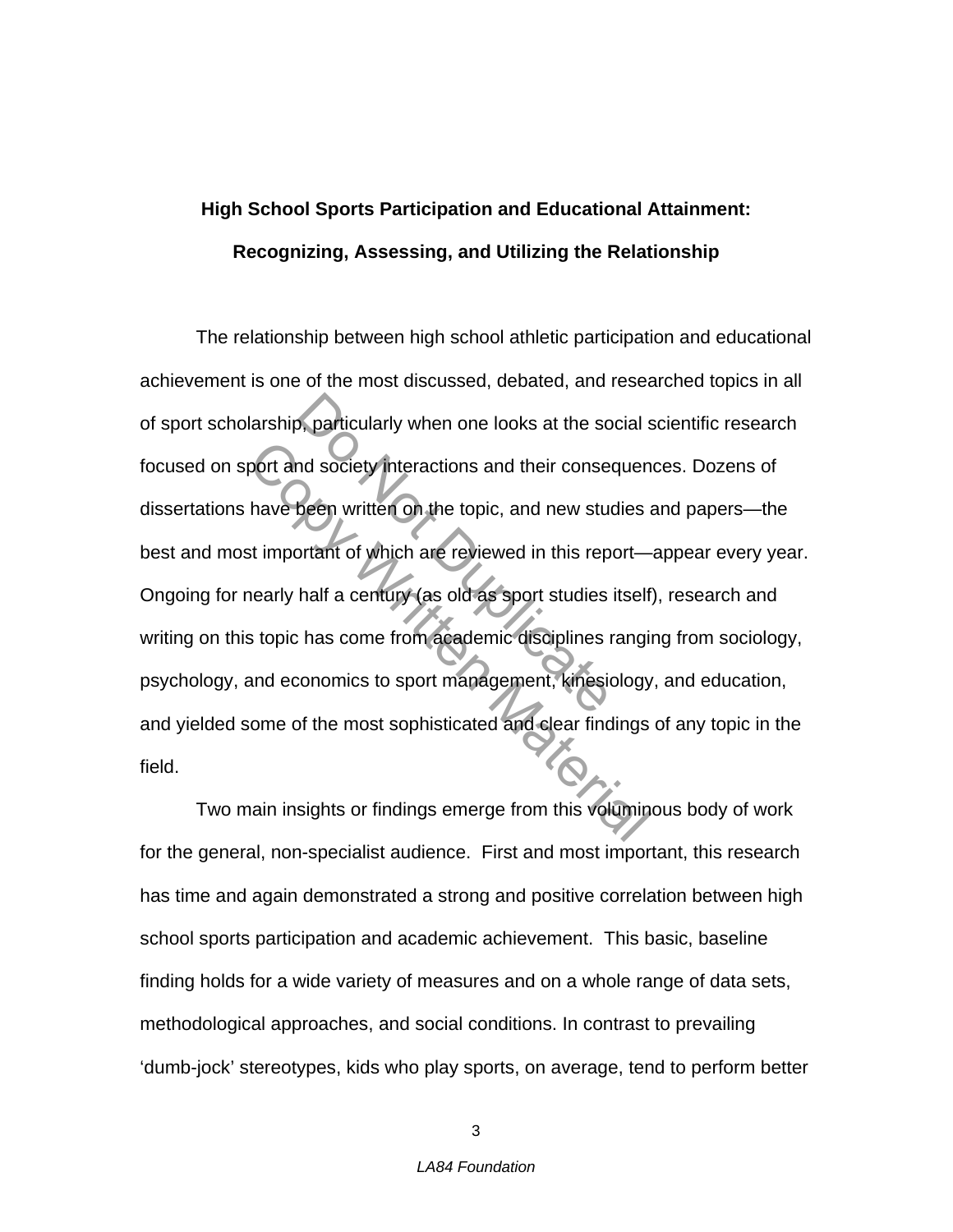**High School Sports Participation and Educational Attainment:**

**Recognizing, Assessing, and Utilizing the Relationship**

The relationship between high school athletic participation and educational achievement is one of the most discussed, debated, and researched topics in all of sport scholarship, particularly when one looks at the social scientific research focused on sport and society interactions and their consequences. Dozens of dissertations have been written on the topic, and new studies and papers—the best and most important of which are reviewed in this report—appear every year. Ongoing for nearly half a century (as old as sport studies itself), research and writing on this topic has come from academic disciplines ranging from sociology, psychology, and economics to sport management, kinesiology, and education, and yielded some of the most sophisticated and clear findings of any topic in the field.

Two main insights or findings emerge from this voluminous body of work for the general, non-specialist audience. First and most important, this research has time and again demonstrated a strong and positive correlation between high school sports participation and academic achievement. This basic, baseline finding holds for a wide variety of measures and on a whole range of data sets, methodological approaches, and social conditions. In contrast to prevailing 'dumb-jock' stereotypes, kids who play sports, on average, tend to perform better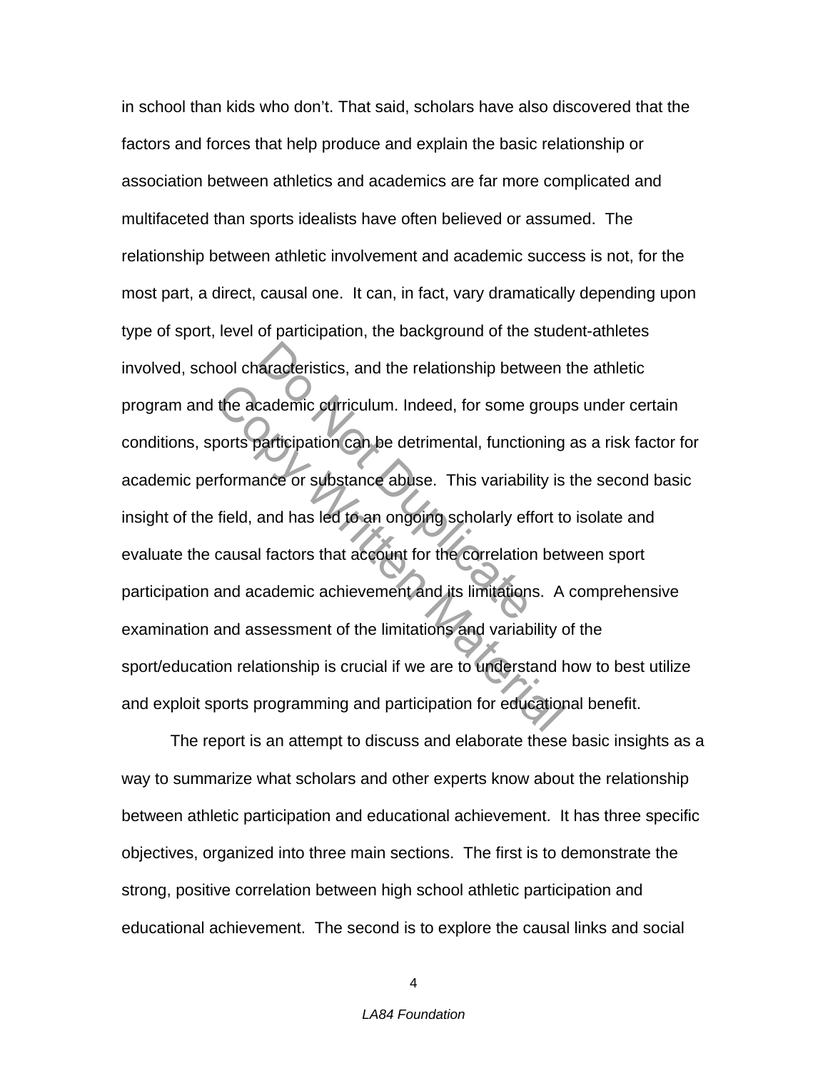in school than kids who don't. That said, scholars have also discovered that the factors and forces that help produce and explain the basic relationship or association between athletics and academics are far more complicated and multifaceted than sports idealists have often believed or assumed. The relationship between athletic involvement and academic success is not, for the most part, a direct, causal one. It can, in fact, vary dramatically depending upon type of sport, level of participation, the background of the student-athletes involved, school characteristics, and the relationship between the athletic program and the academic curriculum. Indeed, for some groups under certain conditions, sports participation can be detrimental, functioning as a risk factor for academic performance or substance abuse. This variability is the second basic insight of the field, and has led to an ongoing scholarly effort to isolate and evaluate the causal factors that account for the correlation between sport participation and academic achievement and its limitations. A comprehensive examination and assessment of the limitations and variability of the sport/education relationship is crucial if we are to understand how to best utilize and exploit sports programming and participation for educational benefit.

The report is an attempt to discuss and elaborate these basic insights as a way to summarize what scholars and other experts know about the relationship between athletic participation and educational achievement. It has three specific objectives, organized into three main sections. The first is to demonstrate the strong, positive correlation between high school athletic participation and educational achievement. The second is to explore the causal links and social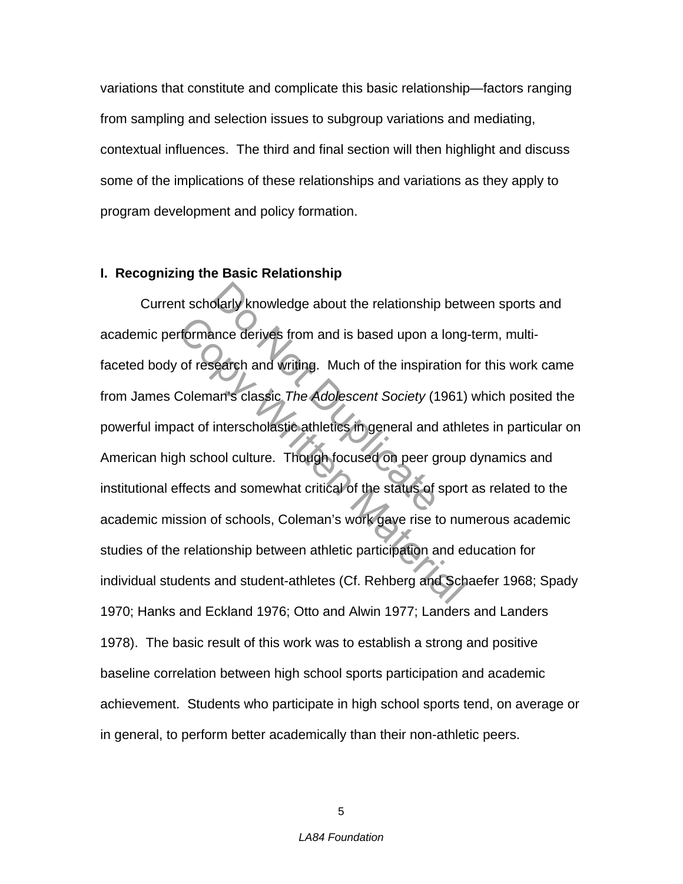variations that constitute and complicate this basic relationship—factors ranging from sampling and selection issues to subgroup variations and mediating, contextual influences. The third and final section will then highlight and discuss some of the implications of these relationships and variations as they apply to program development and policy formation.

### I. Recognizing the Basic Relationship

Current scholarly knowledge about the relationship between sports and academic performance derives from and is based upon a long-term, multi-faceted body of research and writing. Much of the inspiration for this work came from James Coleman's classic *The Adolescent Society* (1961) which posited the powerful impact of interscholastic athletics in general and athletes in particular on American high school culture. Though focused on peer group dynamics and institutional effects and somewhat critical of the status of sport as related to the academic mission of schools, Coleman's work gave rise to numerous academic studies of the relationship between athletic participation and education for individual students and student-athletes (Cf. Rehberg and Schaefer 1968; Spady 1970; Hanks and Eckland 1976; Otto and Alwin 1977; Landers and Landers 1978). The basic result of this work was to establish a strong and positive baseline correlation between high school sports participation and academic achievement. Students who participate in high school sports tend, on average or in general, to perform better academically than their non-athletic peers.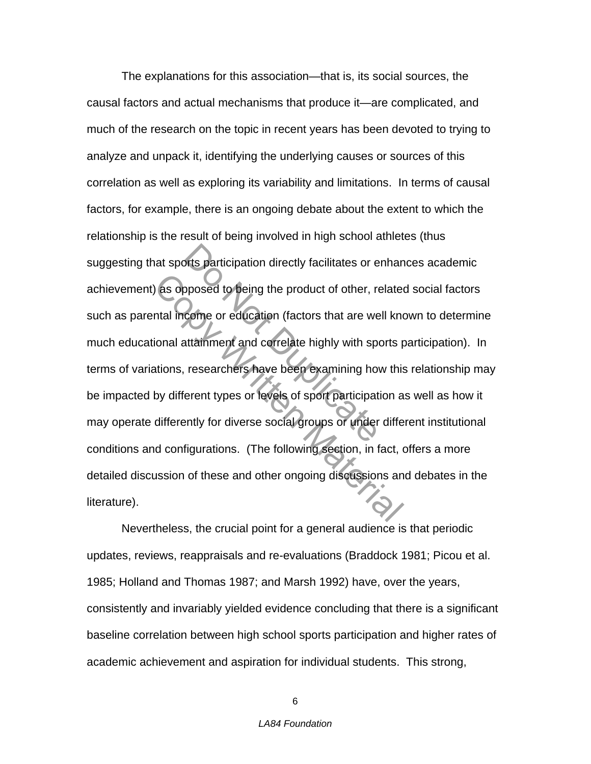The explanations for this association—that is, its social sources, the causal factors and actual mechanisms that produce it—are complicated, and much of the research on the topic in recent years has been devoted to trying to analyze and unpack it, identifying the underlying causes or sources of this correlation as well as exploring its variability and limitations. In terms of causal factors, for example, there is an ongoing debate about the extent to which the relationship is the result of being involved in high school athletes (thus suggesting that sports participation directly facilitates or enhances academic achievement) as opposed to being the product of other, related social factors such as parental income or education (factors that are well known to determine much educational attainment and correlate highly with sports participation). In terms of variations, researchers have been examining how this relationship may be impacted by different types or levels of sport participation as well as how it may operate differently for diverse social groups or under different institutional conditions and configurations. (The following section, in fact, offers a more detailed discussion of these and other ongoing discussions and debates in the literature).

Nevertheless, the crucial point for a general audience is that periodic updates, reviews, reappraisals and re-evaluations (Braddock 1981; Picou et al. 1985; Holland and Thomas 1987; and Marsh 1992) have, over the years, consistently and invariably yielded evidence concluding that there is a significant baseline correlation between high school sports participation and higher rates of academic achievement and aspiration for individual students. This strong,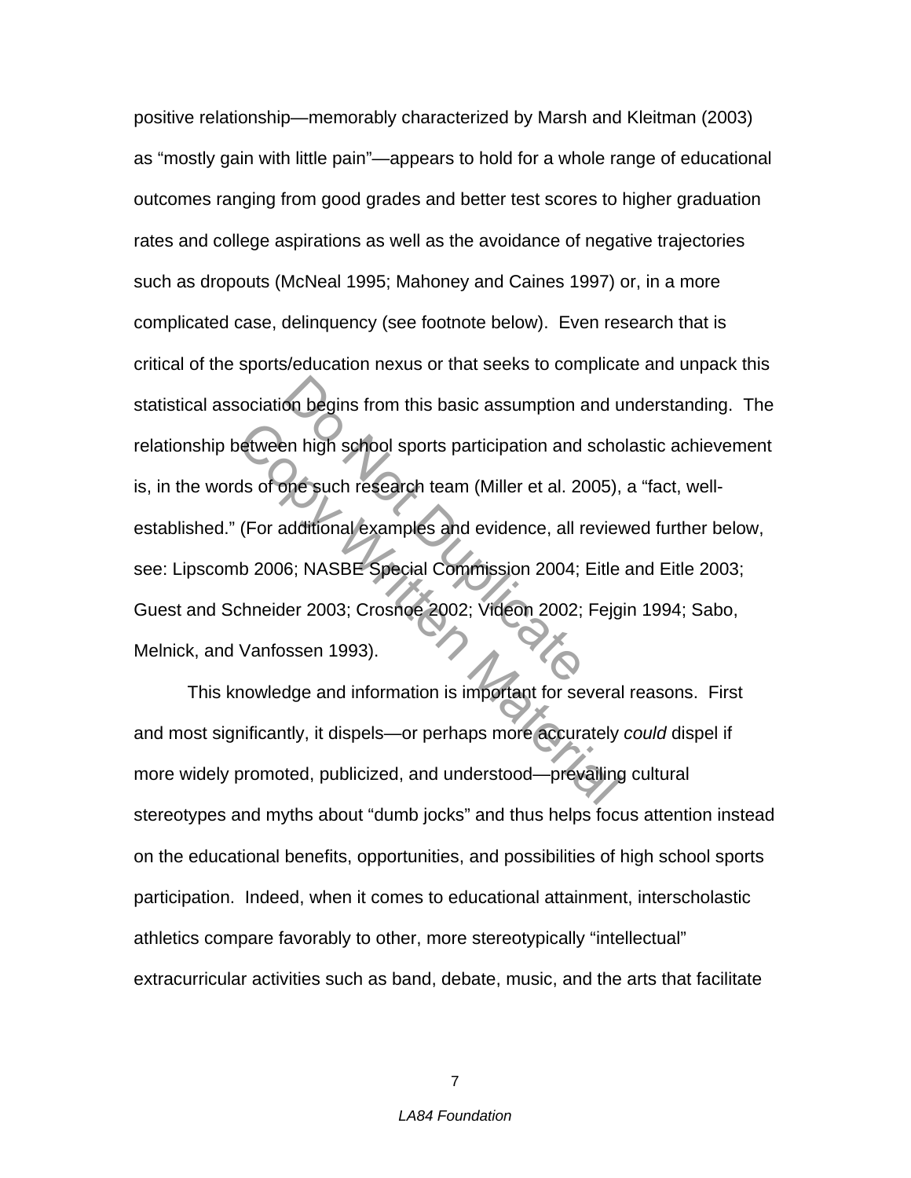positive relationship—memorably characterized by Marsh and Kleitman (2003) as “mostly gain with little pain”—appears to hold for a whole range of educational outcomes ranging from good grades and better test scores to higher graduation rates and college aspirations as well as the avoidance of negative trajectories such as dropouts (McNeal 1995; Mahoney and Caines 1997) or, in a more complicated case, delinquency (see footnote below). Even research that is critical of the sports/education nexus or that seeks to complicate and unpack this statistical association begins from this basic assumption and understanding. The relationship between high school sports participation and scholastic achievement is, in the words of one such research team (Miller et al. 2005), a “fact, well-established.” (For additional examples and evidence, all reviewed further below, see: Lipscomb 2006; NASBE Special Commission 2004; Eitle and Eitle 2003; Guest and Schneider 2003; Crosnoe 2002; Videon 2002; Fejgin 1994; Sabo, Melnick, and Vanfossen 1993).

This knowledge and information is important for several reasons. First and most significantly, it dispels—or perhaps more accurately *could* dispel if more widely promoted, publicized, and understood—prevailing cultural stereotypes and myths about “dumb jocks” and thus helps focus attention instead on the educational benefits, opportunities, and possibilities of high school sports participation. Indeed, when it comes to educational attainment, interscholastic athletics compare favorably to other, more stereotypically “intellectual” extracurricular activities such as band, debate, music, and the arts that facilitate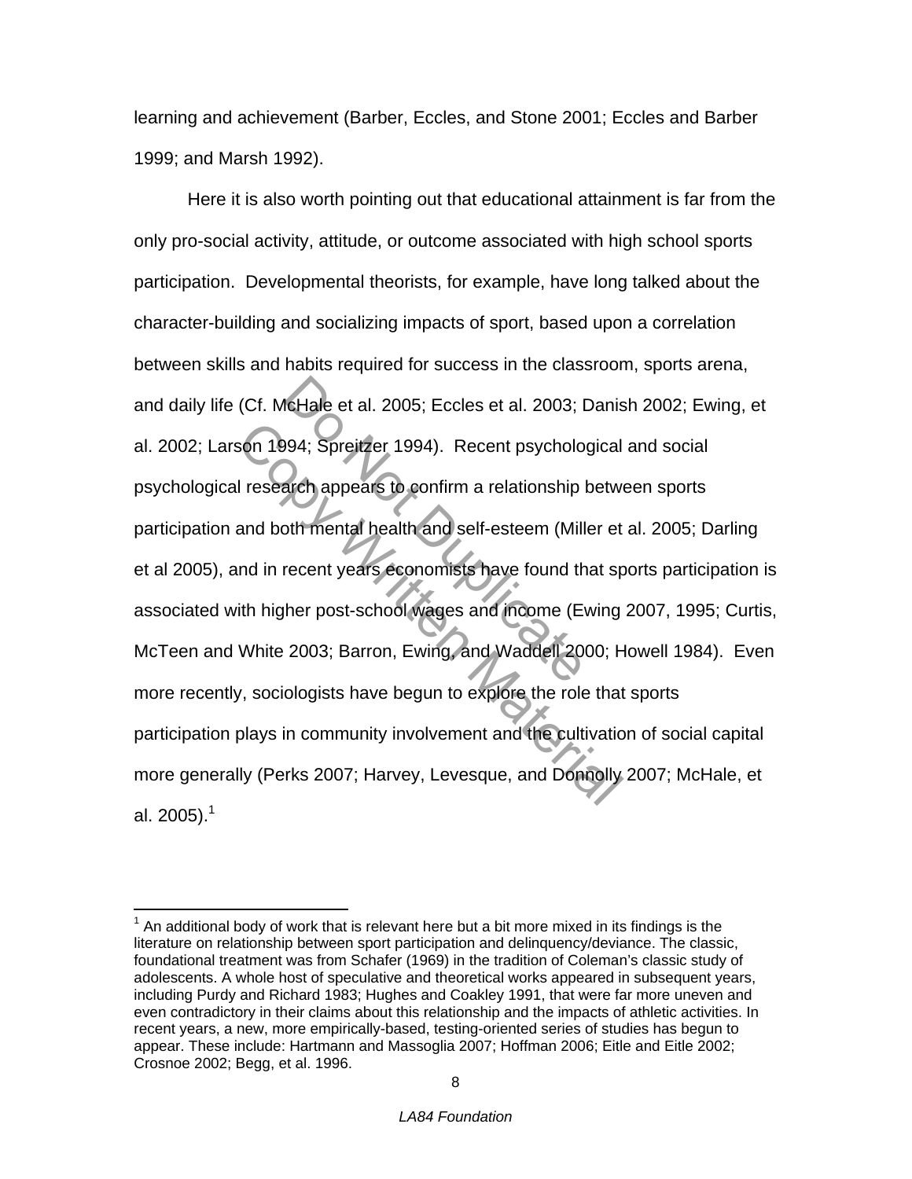learning and achievement (Barber, Eccles, and Stone 2001; Eccles and Barber 1999; and Marsh 1992).

Here it is also worth pointing out that educational attainment is far from the only pro-social activity, attitude, or outcome associated with high school sports participation. Developmental theorists, for example, have long talked about the character-building and socializing impacts of sport, based upon a correlation between skills and habits required for success in the classroom, sports arena, and daily life (Cf. McHale et al. 2005; Eccles et al. 2003; Danish 2002; Ewing, et al. 2002; Larson 1994; Spreitzer 1994). Recent psychological and social psychological research appears to confirm a relationship between sports participation and both mental health and self-esteem (Miller et al. 2005; Darling et al 2005), and in recent years economists have found that sports participation is associated with higher post-school wages and income (Ewing 2007, 1995; Curtis, McTeen and White 2003; Barron, Ewing, and Waddell 2000; Howell 1984). Even more recently, sociologists have begun to explore the role that sports participation plays in community involvement and the cultivation of social capital more generally (Perks 2007; Harvey, Levesque, and Donnolly 2007; McHale, et al. 2005).[1]

[1] An additional body of work that is relevant here but a bit more mixed in its findings is the literature on relationship between sport participation and delinquency/deviance. The classic, foundational treatment was from Schafer (1969) in the tradition of Coleman's classic study of adolescents. A whole host of speculative and theoretical works appeared in subsequent years, including Purdy and Richard 1983; Hughes and Coakley 1991, that were far more uneven and even contradictory in their claims about this relationship and the impacts of athletic activities. In recent years, a new, more empirically-based, testing-oriented series of studies has begun to appear. These include: Hartmann and Massoglia 2007; Hoffman 2006; Eitle and Eitle 2002; Crosnoe 2002; Begg, et al. 1996.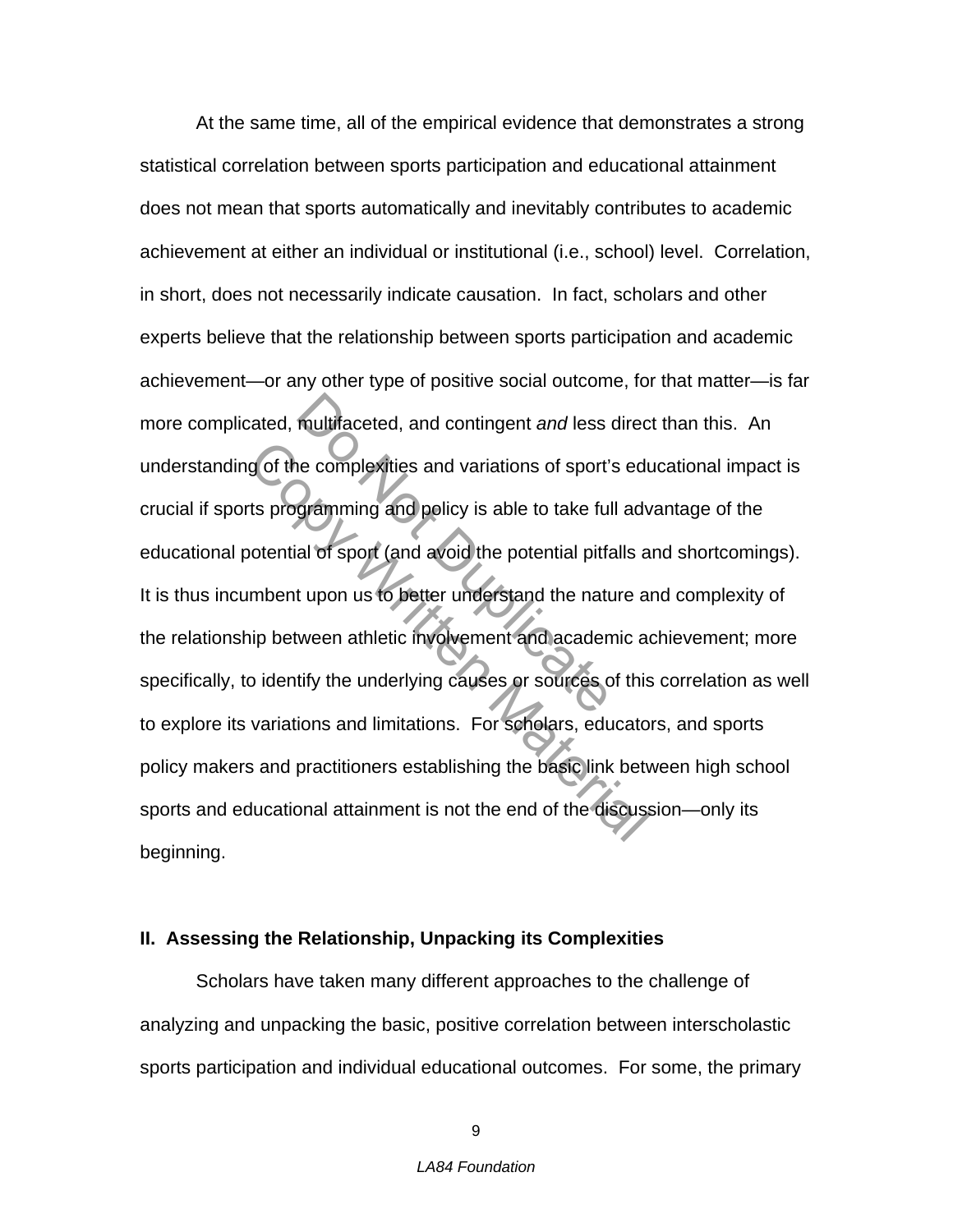At the same time, all of the empirical evidence that demonstrates a strong statistical correlation between sports participation and educational attainment does not mean that sports automatically and inevitably contributes to academic achievement at either an individual or institutional (i.e., school) level. Correlation, in short, does not necessarily indicate causation. In fact, scholars and other experts believe that the relationship between sports participation and academic achievement—or any other type of positive social outcome, for that matter—is far more complicated, multifaceted, and contingent *and* less direct than this. An understanding of the complexities and variations of sport's educational impact is crucial if sports programming and policy is able to take full advantage of the educational potential of sport (and avoid the potential pitfalls and shortcomings). It is thus incumbent upon us to better understand the nature and complexity of the relationship between athletic involvement and academic achievement; more specifically, to identify the underlying causes or sources of this correlation as well to explore its variations and limitations. For scholars, educators, and sports policy makers and practitioners establishing the basic link between high school sports and educational attainment is not the end of the discussion—only its beginning.

## II. Assessing the Relationship, Unpacking its Complexities

Scholars have taken many different approaches to the challenge of analyzing and unpacking the basic, positive correlation between interscholastic sports participation and individual educational outcomes. For some, the primary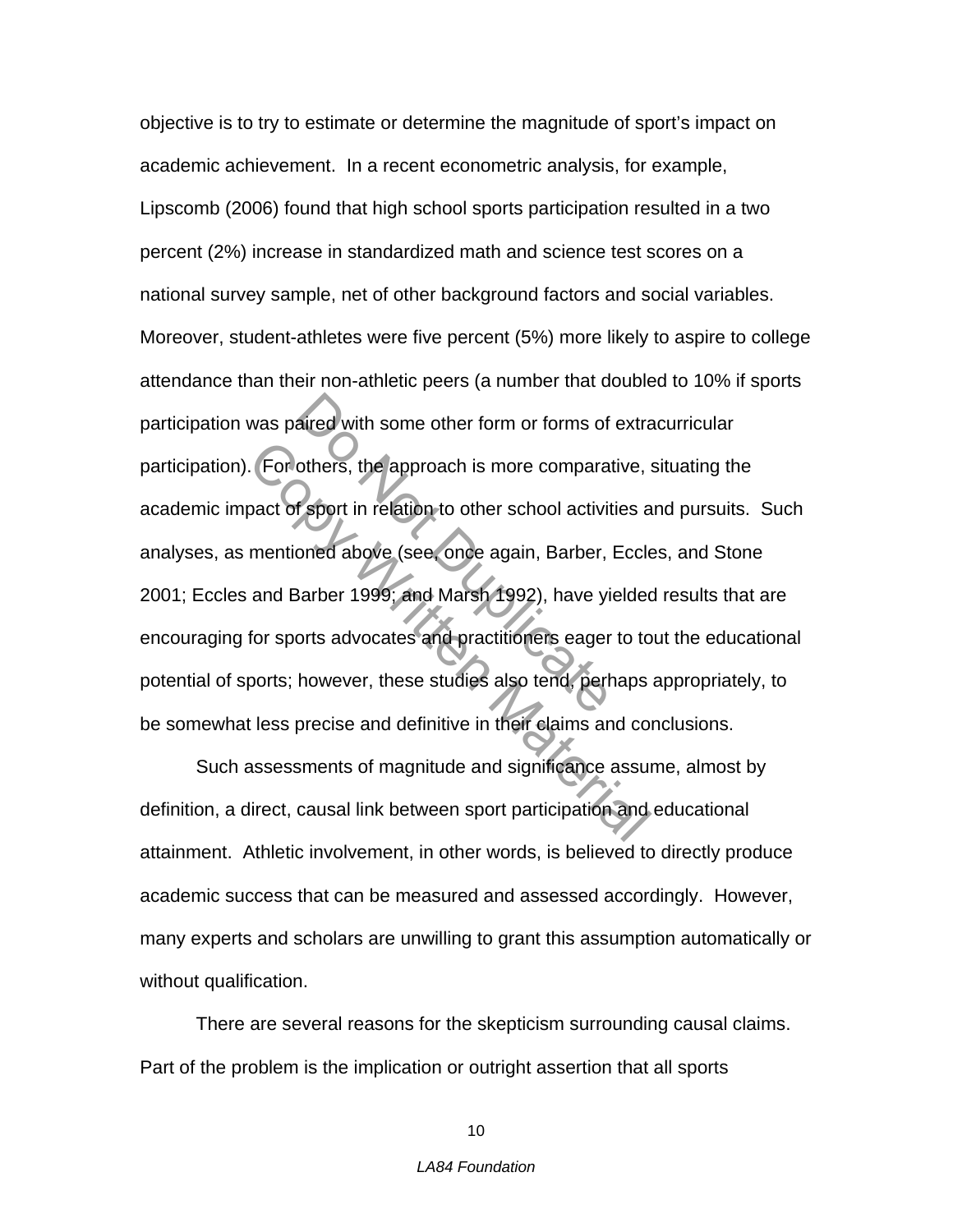objective is to try to estimate or determine the magnitude of sport's impact on academic achievement. In a recent econometric analysis, for example, Lipscomb (2006) found that high school sports participation resulted in a two percent (2%) increase in standardized math and science test scores on a national survey sample, net of other background factors and social variables. Moreover, student-athletes were five percent (5%) more likely to aspire to college attendance than their non-athletic peers (a number that doubled to 10% if sports participation was paired with some other form or forms of extracurricular participation). For others, the approach is more comparative, situating the academic impact of sport in relation to other school activities and pursuits. Such analyses, as mentioned above (see, once again, Barber, Eccles, and Stone 2001; Eccles and Barber 1999; and Marsh 1992), have yielded results that are encouraging for sports advocates and practitioners eager to tout the educational potential of sports; however, these studies also tend, perhaps appropriately, to be somewhat less precise and definitive in their claims and conclusions.

Such assessments of magnitude and significance assume, almost by definition, a direct, causal link between sport participation and educational attainment. Athletic involvement, in other words, is believed to directly produce academic success that can be measured and assessed accordingly. However, many experts and scholars are unwilling to grant this assumption automatically or without qualification.

There are several reasons for the skepticism surrounding causal claims. Part of the problem is the implication or outright assertion that all sports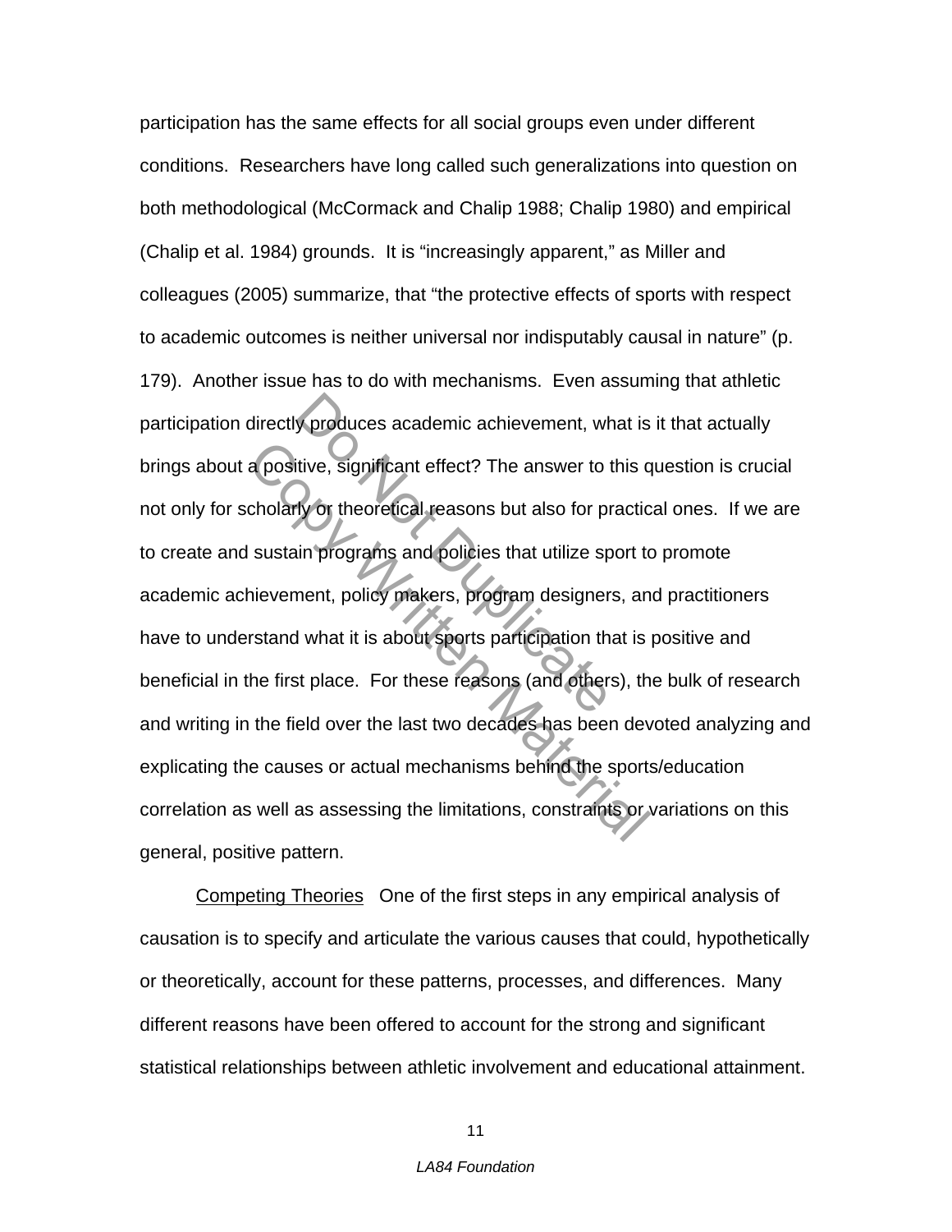participation has the same effects for all social groups even under different conditions. Researchers have long called such generalizations into question on both methodological (McCormack and Chalip 1988; Chalip 1980) and empirical (Chalip et al. 1984) grounds. It is "increasingly apparent," as Miller and colleagues (2005) summarize, that "the protective effects of sports with respect to academic outcomes is neither universal nor indisputably causal in nature" (p. 179). Another issue has to do with mechanisms. Even assuming that athletic participation directly produces academic achievement, what is it that actually brings about a positive, significant effect? The answer to this question is crucial not only for scholarly or theoretical reasons but also for practical ones. If we are to create and sustain programs and policies that utilize sport to promote academic achievement, policy makers, program designers, and practitioners have to understand what it is about sports participation that is positive and beneficial in the first place. For these reasons (and others), the bulk of research and writing in the field over the last two decades has been devoted analyzing and explicating the causes or actual mechanisms behind the sports/education correlation as well as assessing the limitations, constraints or variations on this general, positive pattern.

Competing Theories One of the first steps in any empirical analysis of causation is to specify and articulate the various causes that could, hypothetically or theoretically, account for these patterns, processes, and differences. Many different reasons have been offered to account for the strong and significant statistical relationships between athletic involvement and educational attainment.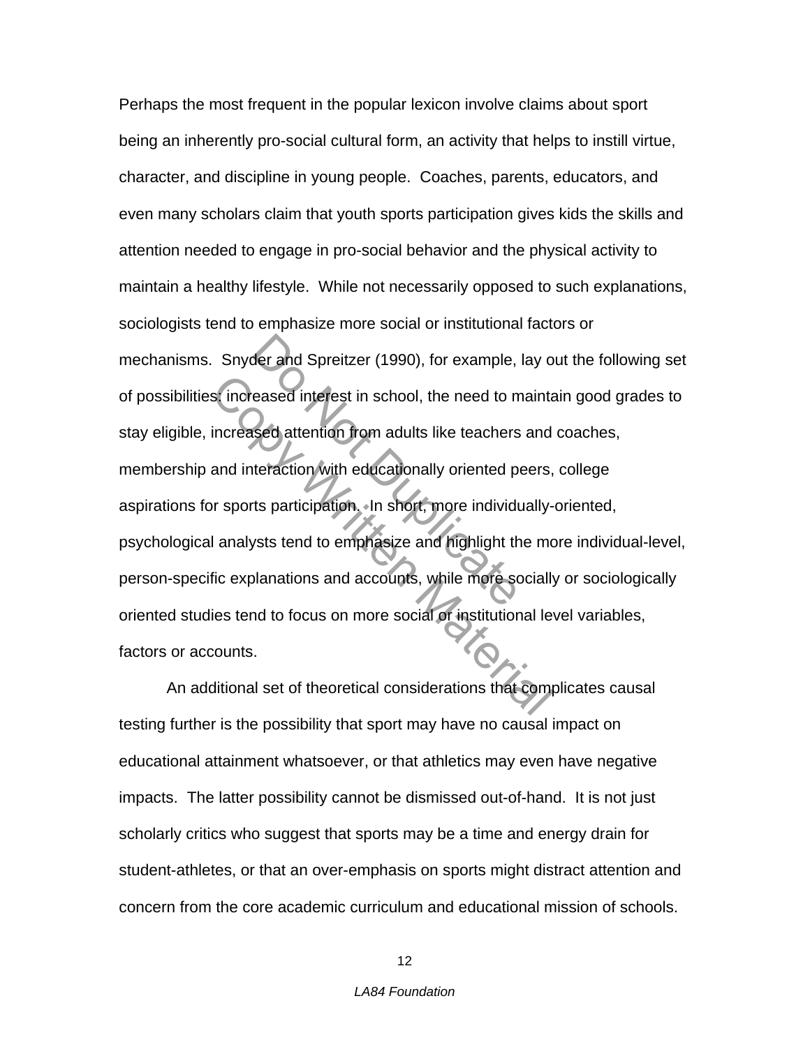Perhaps the most frequent in the popular lexicon involve claims about sport being an inherently pro-social cultural form, an activity that helps to instill virtue, character, and discipline in young people. Coaches, parents, educators, and even many scholars claim that youth sports participation gives kids the skills and attention needed to engage in pro-social behavior and the physical activity to maintain a healthy lifestyle. While not necessarily opposed to such explanations, sociologists tend to emphasize more social or institutional factors or mechanisms. Snyder and Spreitzer (1990), for example, lay out the following set of possibilities: increased interest in school, the need to maintain good grades to stay eligible, increased attention from adults like teachers and coaches, membership and interaction with educationally oriented peers, college aspirations for sports participation. In short, more individually-oriented, psychological analysts tend to emphasize and highlight the more individual-level, person-specific explanations and accounts, while more socially or sociologically oriented studies tend to focus on more social or institutional level variables, factors or accounts.

An additional set of theoretical considerations that complicates causal testing further is the possibility that sport may have no causal impact on educational attainment whatsoever, or that athletics may even have negative impacts. The latter possibility cannot be dismissed out-of-hand. It is not just scholarly critics who suggest that sports may be a time and energy drain for student-athletes, or that an over-emphasis on sports might distract attention and concern from the core academic curriculum and educational mission of schools.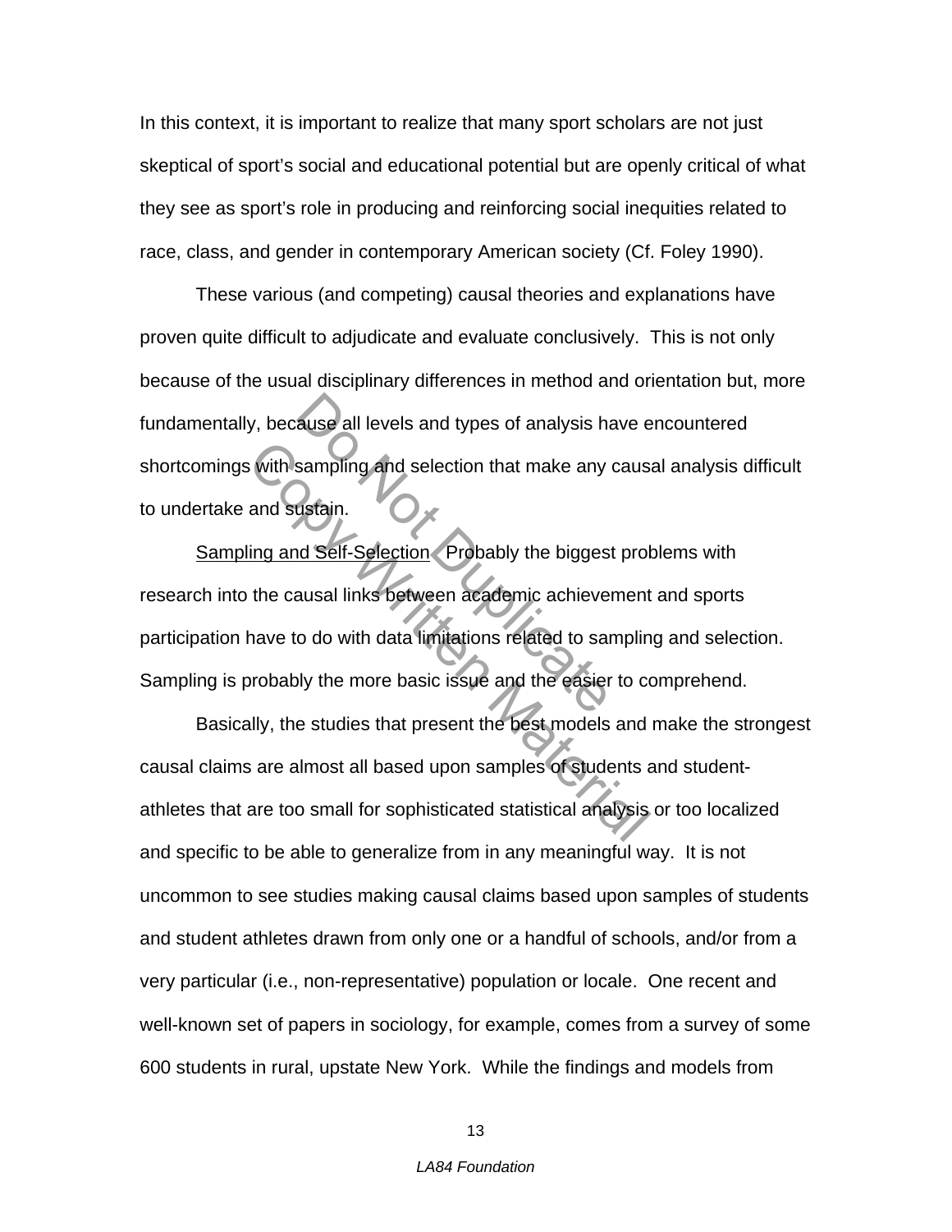In this context, it is important to realize that many sport scholars are not just skeptical of sport's social and educational potential but are openly critical of what they see as sport's role in producing and reinforcing social inequities related to race, class, and gender in contemporary American society (Cf. Foley 1990).

These various (and competing) causal theories and explanations have proven quite difficult to adjudicate and evaluate conclusively. This is not only because of the usual disciplinary differences in method and orientation but, more fundamentally, because all levels and types of analysis have encountered shortcomings with sampling and selection that make any causal analysis difficult to undertake and sustain.

Sampling and Self-Selection. Probably the biggest problems with research into the causal links between academic achievement and sports participation have to do with data limitations related to sampling and selection. Sampling is probably the more basic issue and the easier to comprehend.

Basically, the studies that present the best models and make the strongest causal claims are almost all based upon samples of students and student-athletes that are too small for sophisticated statistical analysis or too localized and specific to be able to generalize from in any meaningful way. It is not uncommon to see studies making causal claims based upon samples of students and student athletes drawn from only one or a handful of schools, and/or from a very particular (i.e., non-representative) population or locale. One recent and well-known set of papers in sociology, for example, comes from a survey of some 600 students in rural, upstate New York. While the findings and models from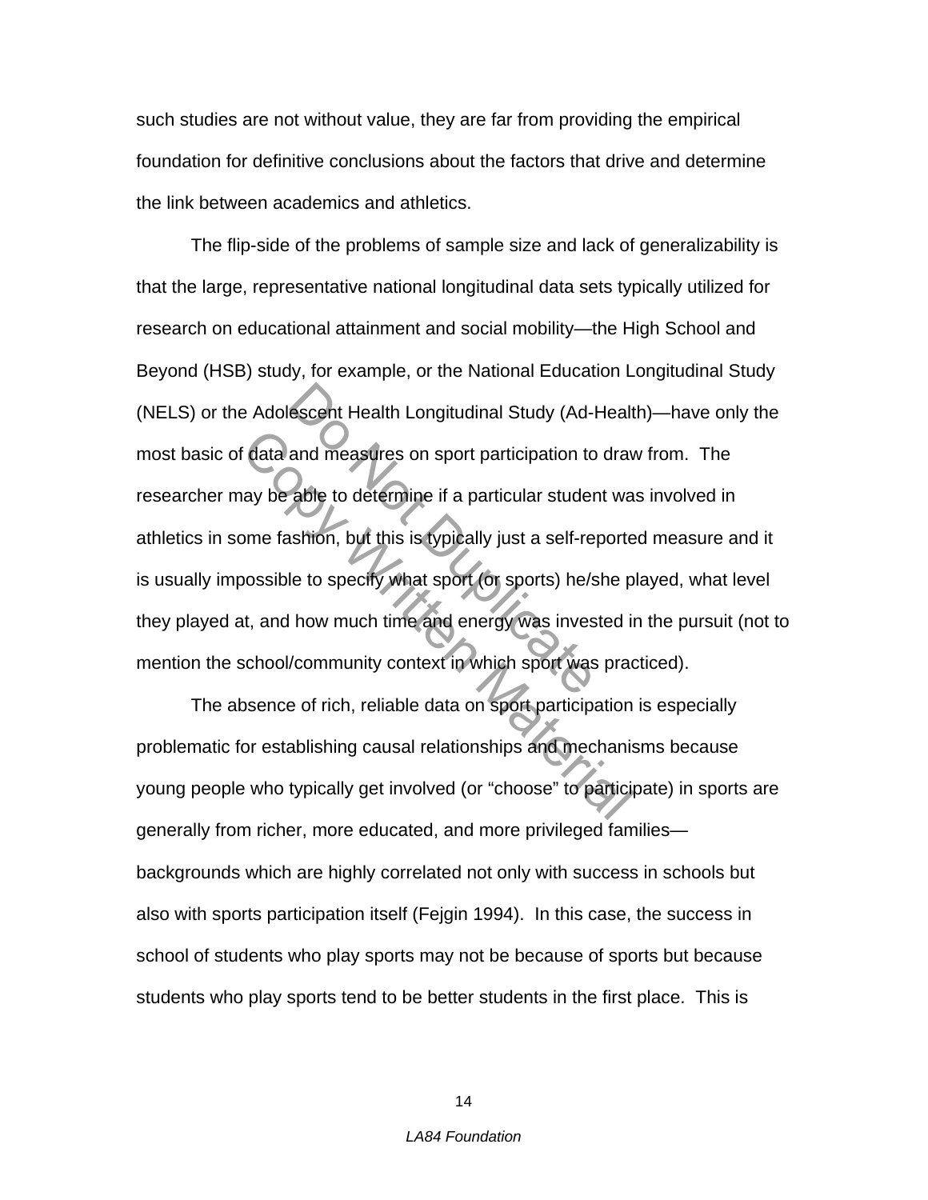such studies are not without value, they are far from providing the empirical foundation for definitive conclusions about the factors that drive and determine the link between academics and athletics.

The flip-side of the problems of sample size and lack of generalizability is that the large, representative national longitudinal data sets typically utilized for research on educational attainment and social mobility—the High School and Beyond (HSB) study, for example, or the National Education Longitudinal Study (NELS) or the Adolescent Health Longitudinal Study (Ad-Health)—have only the most basic of data and measures on sport participation to draw from. The researcher may be able to determine if a particular student was involved in athletics in some fashion, but this is typically just a self-reported measure and it is usually impossible to specify what sport (or sports) he/she played, what level they played at, and how much time and energy was invested in the pursuit (not to mention the school/community context in which sport was practiced).

The absence of rich, reliable data on sport participation is especially problematic for establishing causal relationships and mechanisms because young people who typically get involved (or "choose" to participate) in sports are generally from richer, more educated, and more privileged families—backgrounds which are highly correlated not only with success in schools but also with sports participation itself (Fejgin 1994). In this case, the success in school of students who play sports may not be because of sports but because students who play sports tend to be better students in the first place. This is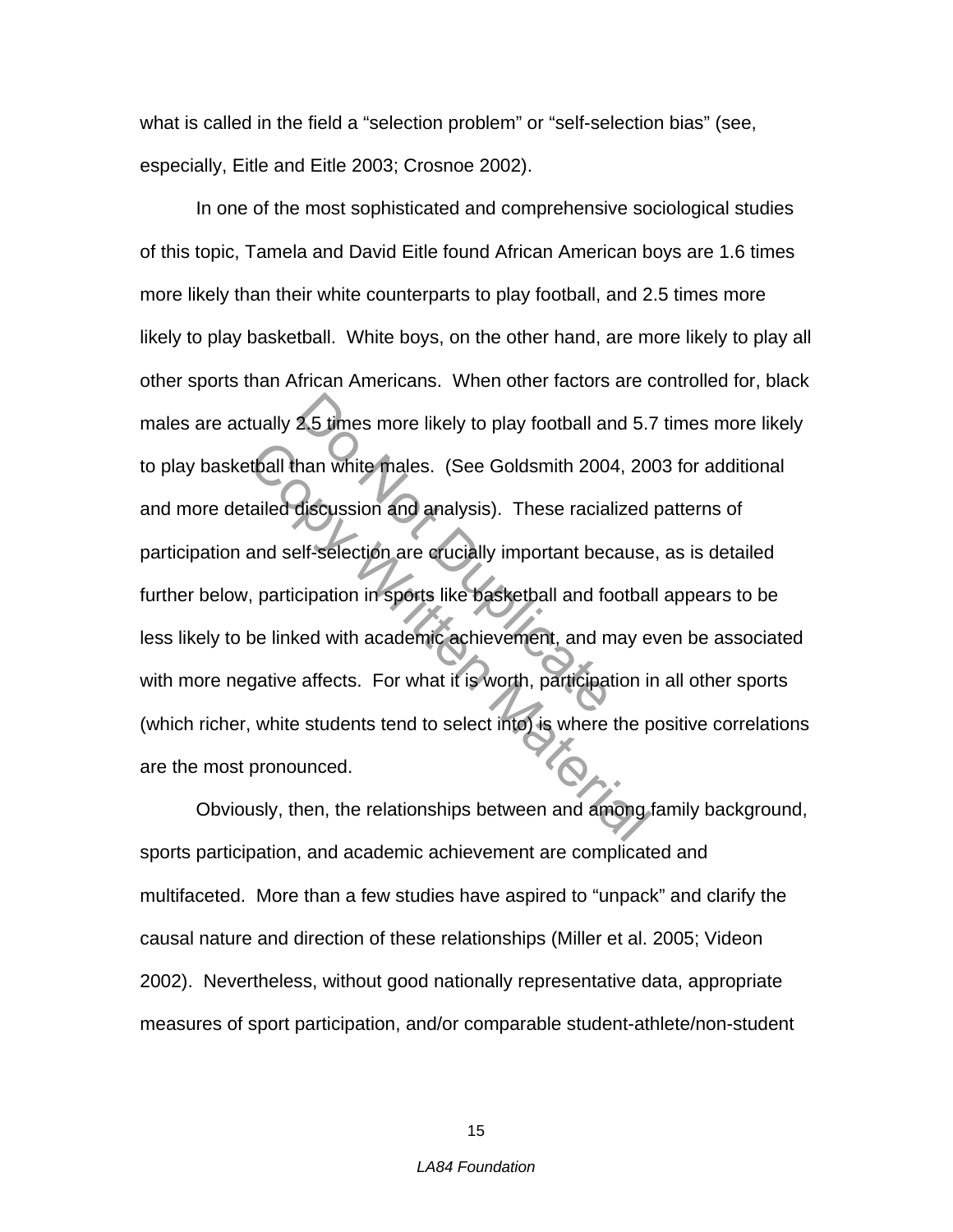what is called in the field a “selection problem” or “self-selection bias” (see, especially, Eitle and Eitle 2003; Crosnoe 2002).

In one of the most sophisticated and comprehensive sociological studies of this topic, Tamela and David Eitle found African American boys are 1.6 times more likely than their white counterparts to play football, and 2.5 times more likely to play basketball. White boys, on the other hand, are more likely to play all other sports than African Americans. When other factors are controlled for, black males are actually 2.5 times more likely to play football and 5.7 times more likely to play basketball than white males. (See Goldsmith 2004, 2003 for additional and more detailed discussion and analysis). These racialized patterns of participation and self-selection are crucially important because, as is detailed further below, participation in sports like basketball and football appears to be less likely to be linked with academic achievement, and may even be associated with more negative affects. For what it is worth, participation in all other sports (which richer, white students tend to select into) is where the positive correlations are the most pronounced.

Obviously, then, the relationships between and among family background, sports participation, and academic achievement are complicated and multifaceted. More than a few studies have aspired to “unpack” and clarify the causal nature and direction of these relationships (Miller et al. 2005; Videon 2002). Nevertheless, without good nationally representative data, appropriate measures of sport participation, and/or comparable student-athlete/non-student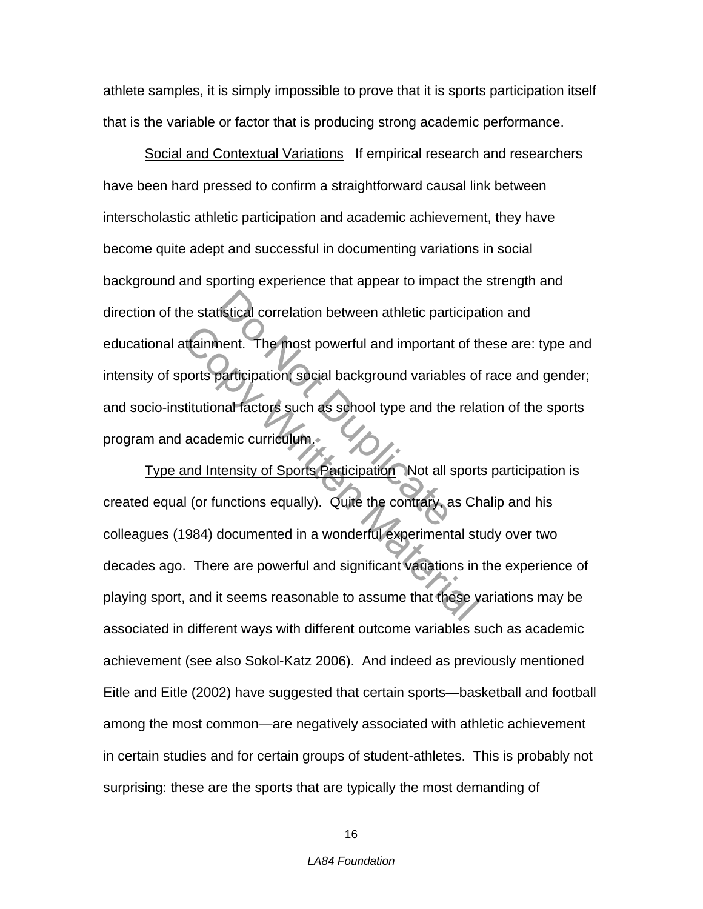athlete samples, it is simply impossible to prove that it is sports participation itself that is the variable or factor that is producing strong academic performance.

Social and Contextual Variations   If empirical research and researchers have been hard pressed to confirm a straightforward causal link between interscholastic athletic participation and academic achievement, they have become quite adept and successful in documenting variations in social background and sporting experience that appear to impact the strength and direction of the statistical correlation between athletic participation and educational attainment. The most powerful and important of these are: type and intensity of sports participation; social background variables of race and gender; and socio-institutional factors such as school type and the relation of the sports program and academic curriculum.

Type and Intensity of Sports Participation   Not all sports participation is created equal (or functions equally). Quite the contrary, as Chalip and his colleagues (1984) documented in a wonderful experimental study over two decades ago. There are powerful and significant variations in the experience of playing sport, and it seems reasonable to assume that these variations may be associated in different ways with different outcome variables such as academic achievement (see also Sokol-Katz 2006). And indeed as previously mentioned Eitle and Eitle (2002) have suggested that certain sports—basketball and football among the most common—are negatively associated with athletic achievement in certain studies and for certain groups of student-athletes. This is probably not surprising: these are the sports that are typically the most demanding of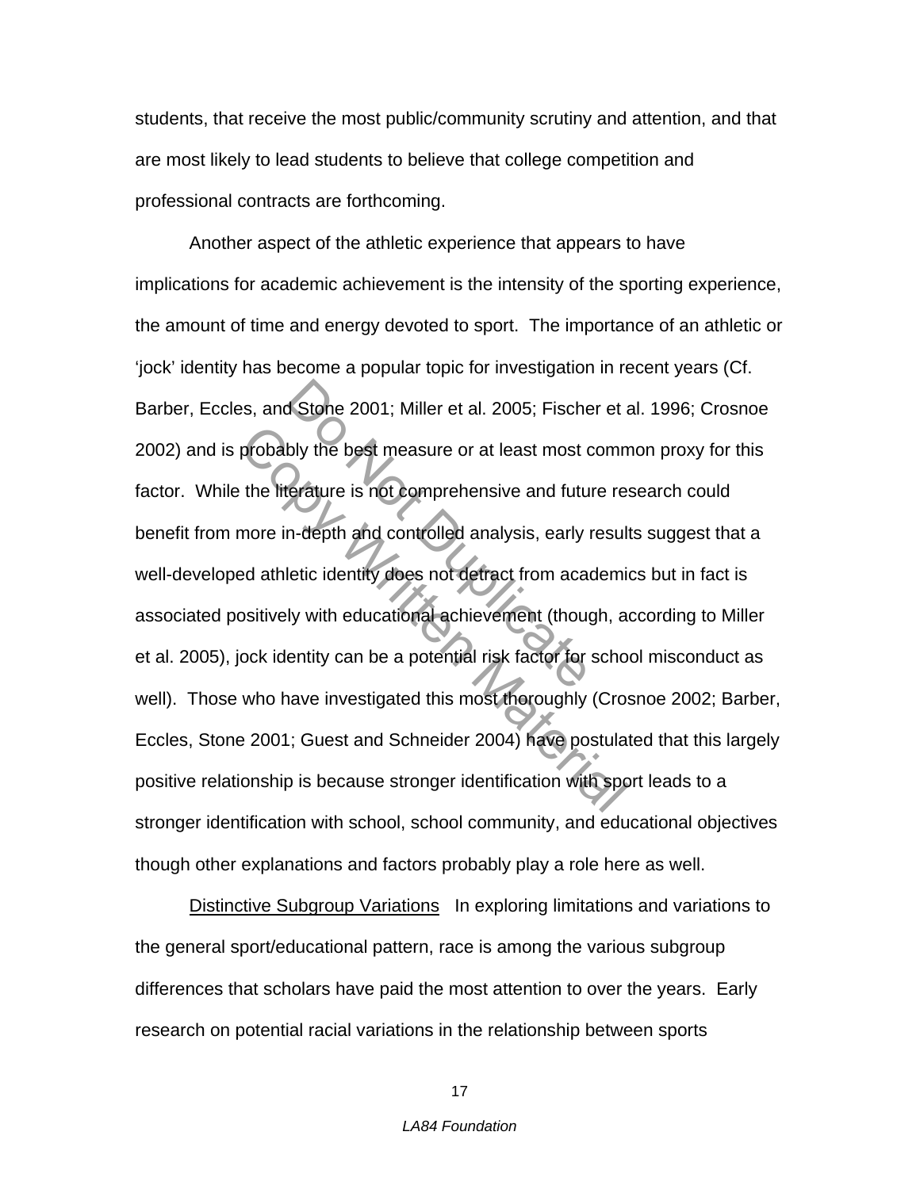students, that receive the most public/community scrutiny and attention, and that are most likely to lead students to believe that college competition and professional contracts are forthcoming.

Another aspect of the athletic experience that appears to have implications for academic achievement is the intensity of the sporting experience, the amount of time and energy devoted to sport. The importance of an athletic or 'jock' identity has become a popular topic for investigation in recent years (Cf. Barber, Eccles, and Stone 2001; Miller et al. 2005; Fischer et al. 1996; Crosnoe 2002) and is probably the best measure or at least most common proxy for this factor. While the literature is not comprehensive and future research could benefit from more in-depth and controlled analysis, early results suggest that a well-developed athletic identity does not detract from academics but in fact is associated positively with educational achievement (though, according to Miller et al. 2005), jock identity can be a potential risk factor for school misconduct as well). Those who have investigated this most thoroughly (Crosnoe 2002; Barber, Eccles, Stone 2001; Guest and Schneider 2004) have postulated that this largely positive relationship is because stronger identification with sport leads to a stronger identification with school, school community, and educational objectives though other explanations and factors probably play a role here as well.

Distinctive Subgroup Variations   In exploring limitations and variations to the general sport/educational pattern, race is among the various subgroup differences that scholars have paid the most attention to over the years. Early research on potential racial variations in the relationship between sports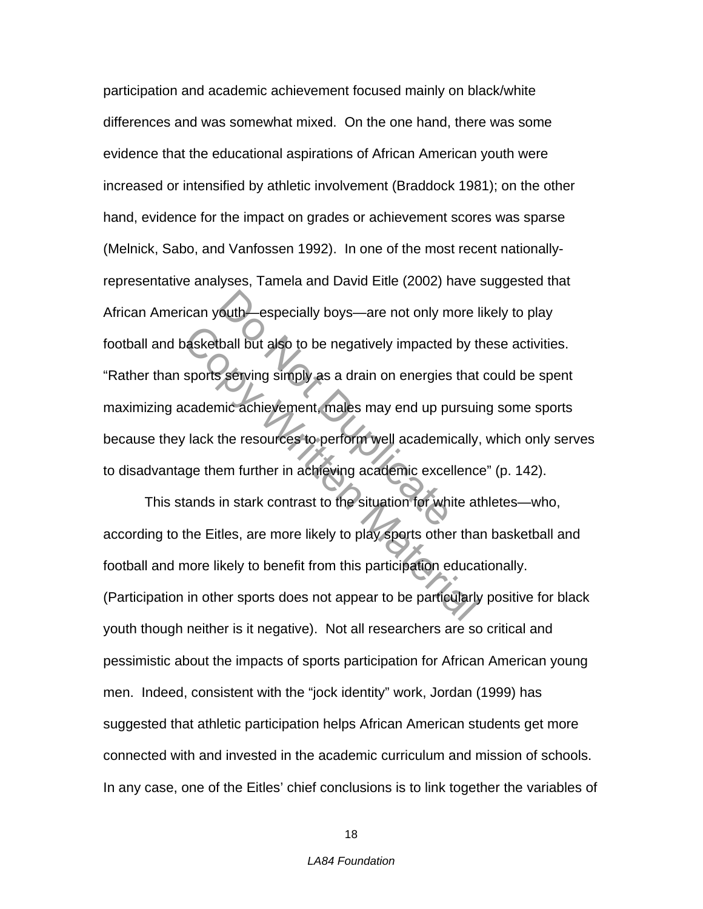participation and academic achievement focused mainly on black/white differences and was somewhat mixed. On the one hand, there was some evidence that the educational aspirations of African American youth were increased or intensified by athletic involvement (Braddock 1981); on the other hand, evidence for the impact on grades or achievement scores was sparse (Melnick, Sabo, and Vanfossen 1992). In one of the most recent nationally-representative analyses, Tamela and David Eitle (2002) have suggested that African American youth—especially boys—are not only more likely to play football and basketball but also to be negatively impacted by these activities. "Rather than sports serving simply as a drain on energies that could be spent maximizing academic achievement, males may end up pursuing some sports because they lack the resources to perform well academically, which only serves to disadvantage them further in achieving academic excellence" (p. 142).

This stands in stark contrast to the situation for white athletes—who, according to the Eitles, are more likely to play sports other than basketball and football and more likely to benefit from this participation educationally. (Participation in other sports does not appear to be particularly positive for black youth though neither is it negative). Not all researchers are so critical and pessimistic about the impacts of sports participation for African American young men. Indeed, consistent with the "jock identity" work, Jordan (1999) has suggested that athletic participation helps African American students get more connected with and invested in the academic curriculum and mission of schools. In any case, one of the Eitles' chief conclusions is to link together the variables of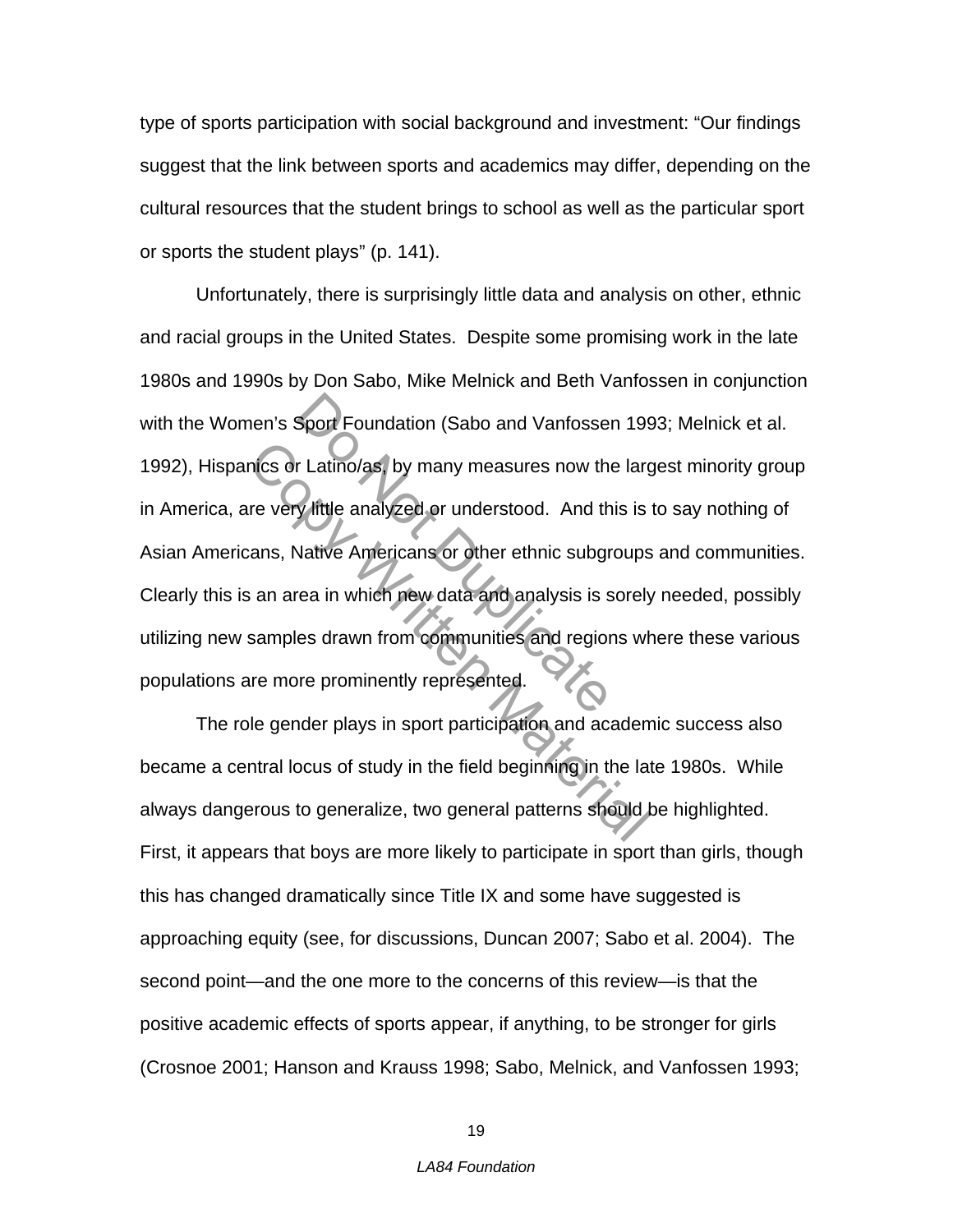type of sports participation with social background and investment: "Our findings suggest that the link between sports and academics may differ, depending on the cultural resources that the student brings to school as well as the particular sport or sports the student plays" (p. 141).

Unfortunately, there is surprisingly little data and analysis on other, ethnic and racial groups in the United States. Despite some promising work in the late 1980s and 1990s by Don Sabo, Mike Melnick and Beth Vanfossen in conjunction with the Women's Sport Foundation (Sabo and Vanfossen 1993; Melnick et al. 1992), Hispanics or Latino/as, by many measures now the largest minority group in America, are very little analyzed or understood. And this is to say nothing of Asian Americans, Native Americans or other ethnic subgroups and communities. Clearly this is an area in which new data and analysis is sorely needed, possibly utilizing new samples drawn from communities and regions where these various populations are more prominently represented.

The role gender plays in sport participation and academic success also became a central locus of study in the field beginning in the late 1980s. While always dangerous to generalize, two general patterns should be highlighted. First, it appears that boys are more likely to participate in sport than girls, though this has changed dramatically since Title IX and some have suggested is approaching equity (see, for discussions, Duncan 2007; Sabo et al. 2004). The second point—and the one more to the concerns of this review—is that the positive academic effects of sports appear, if anything, to be stronger for girls (Crosnoe 2001; Hanson and Krauss 1998; Sabo, Melnick, and Vanfossen 1993;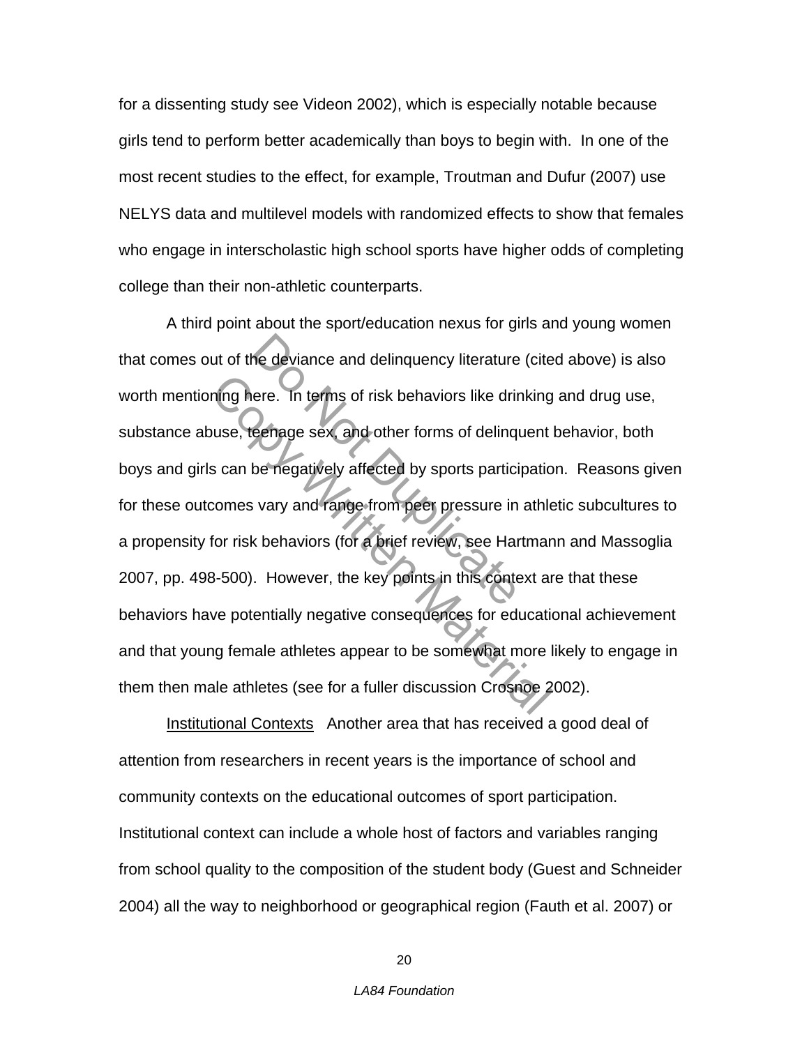for a dissenting study see Videon 2002), which is especially notable because girls tend to perform better academically than boys to begin with. In one of the most recent studies to the effect, for example, Troutman and Dufur (2007) use NELYS data and multilevel models with randomized effects to show that females who engage in interscholastic high school sports have higher odds of completing college than their non-athletic counterparts.

A third point about the sport/education nexus for girls and young women that comes out of the deviance and delinquency literature (cited above) is also worth mentioning here. In terms of risk behaviors like drinking and drug use, substance abuse, teenage sex, and other forms of delinquent behavior, both boys and girls can be negatively affected by sports participation. Reasons given for these outcomes vary and range from peer pressure in athletic subcultures to a propensity for risk behaviors (for a brief review, see Hartmann and Massoglia 2007, pp. 498-500). However, the key points in this context are that these behaviors have potentially negative consequences for educational achievement and that young female athletes appear to be somewhat more likely to engage in them then male athletes (see for a fuller discussion Crosnoe 2002).

<u>Institutional Contexts</u> Another area that has received a good deal of attention from researchers in recent years is the importance of school and community contexts on the educational outcomes of sport participation. Institutional context can include a whole host of factors and variables ranging from school quality to the composition of the student body (Guest and Schneider 2004) all the way to neighborhood or geographical region (Fauth et al. 2007) or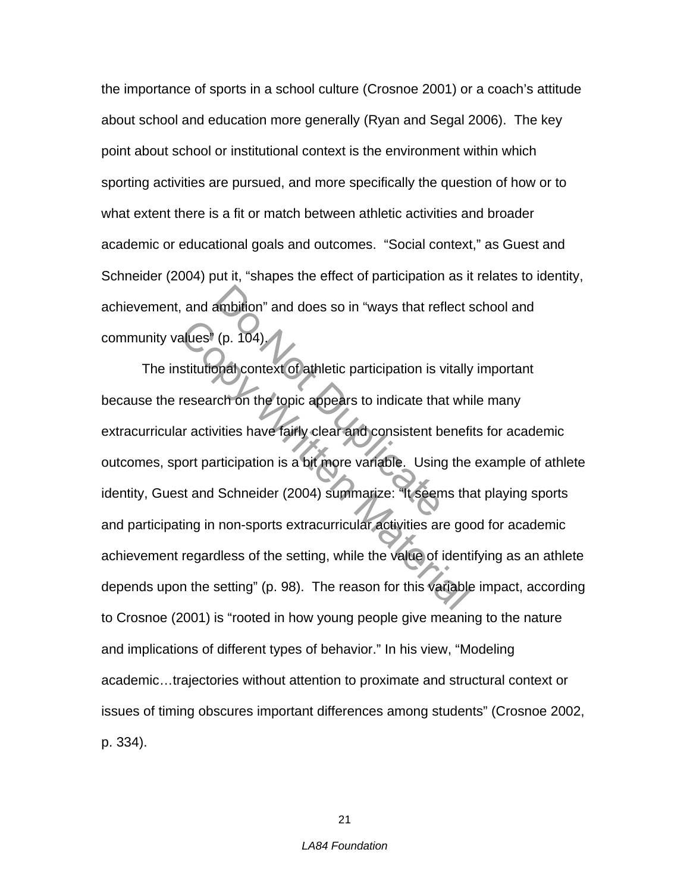the importance of sports in a school culture (Crosnoe 2001) or a coach's attitude about school and education more generally (Ryan and Segal 2006). The key point about school or institutional context is the environment within which sporting activities are pursued, and more specifically the question of how or to what extent there is a fit or match between athletic activities and broader academic or educational goals and outcomes. "Social context," as Guest and Schneider (2004) put it, "shapes the effect of participation as it relates to identity, achievement, and ambition" and does so in "ways that reflect school and community values" (p. 104).

The institutional context of athletic participation is vitally important because the research on the topic appears to indicate that while many extracurricular activities have fairly clear and consistent benefits for academic outcomes, sport participation is a bit more variable. Using the example of athlete identity, Guest and Schneider (2004) summarize: "It seems that playing sports and participating in non-sports extracurricular activities are good for academic achievement regardless of the setting, while the value of identifying as an athlete depends upon the setting" (p. 98). The reason for this variable impact, according to Crosnoe (2001) is "rooted in how young people give meaning to the nature and implications of different types of behavior." In his view, "Modeling academic…trajectories without attention to proximate and structural context or issues of timing obscures important differences among students" (Crosnoe 2002, p. 334).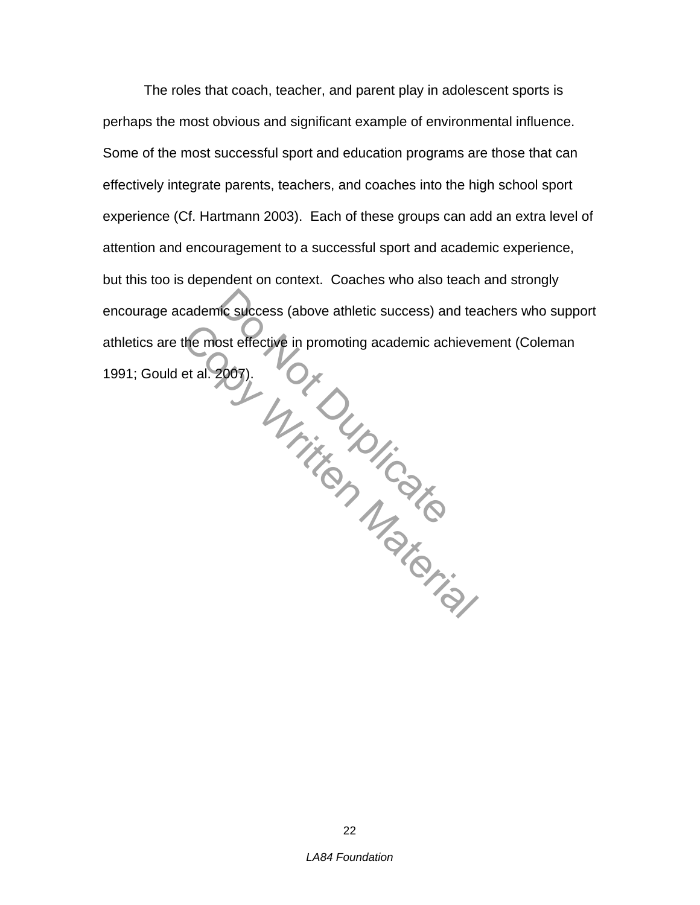The roles that coach, teacher, and parent play in adolescent sports is perhaps the most obvious and significant example of environmental influence. Some of the most successful sport and education programs are those that can effectively integrate parents, teachers, and coaches into the high school sport experience (Cf. Hartmann 2003). Each of these groups can add an extra level of attention and encouragement to a successful sport and academic experience, but this too is dependent on context. Coaches who also teach and strongly encourage academic success (above athletic success) and teachers who support athletics are the most effective in promoting academic achievement (Coleman 1991; Gould et al. 2007).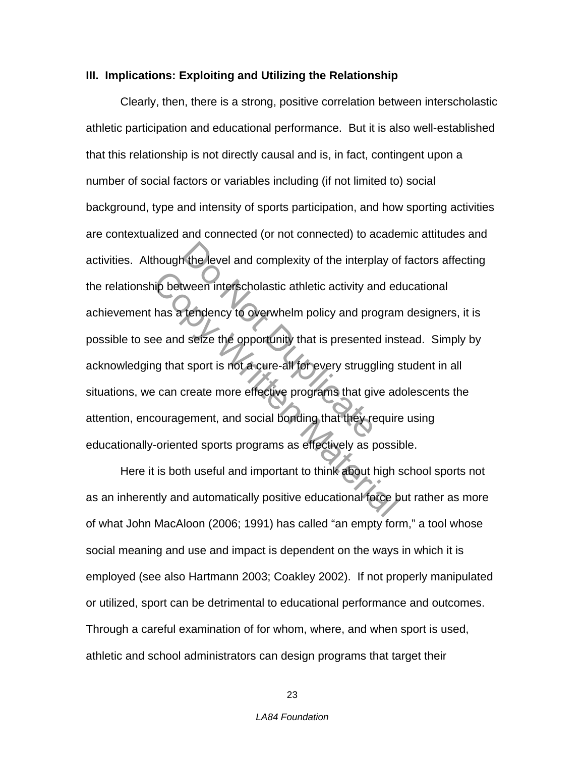### III. Implications: Exploiting and Utilizing the Relationship

Clearly, then, there is a strong, positive correlation between interscholastic athletic participation and educational performance. But it is also well-established that this relationship is not directly causal and is, in fact, contingent upon a number of social factors or variables including (if not limited to) social background, type and intensity of sports participation, and how sporting activities are contextualized and connected (or not connected) to academic attitudes and activities. Although the level and complexity of the interplay of factors affecting the relationship between interscholastic athletic activity and educational achievement has a tendency to overwhelm policy and program designers, it is possible to see and seize the opportunity that is presented instead. Simply by acknowledging that sport is not a cure-all for every struggling student in all situations, we can create more effective programs that give adolescents the attention, encouragement, and social bonding that they require using educationally-oriented sports programs as effectively as possible.

Here it is both useful and important to think about high school sports not as an inherently and automatically positive educational force but rather as more of what John MacAloon (2006; 1991) has called "an empty form," a tool whose social meaning and use and impact is dependent on the ways in which it is employed (see also Hartmann 2003; Coakley 2002). If not properly manipulated or utilized, sport can be detrimental to educational performance and outcomes. Through a careful examination of for whom, where, and when sport is used, athletic and school administrators can design programs that target their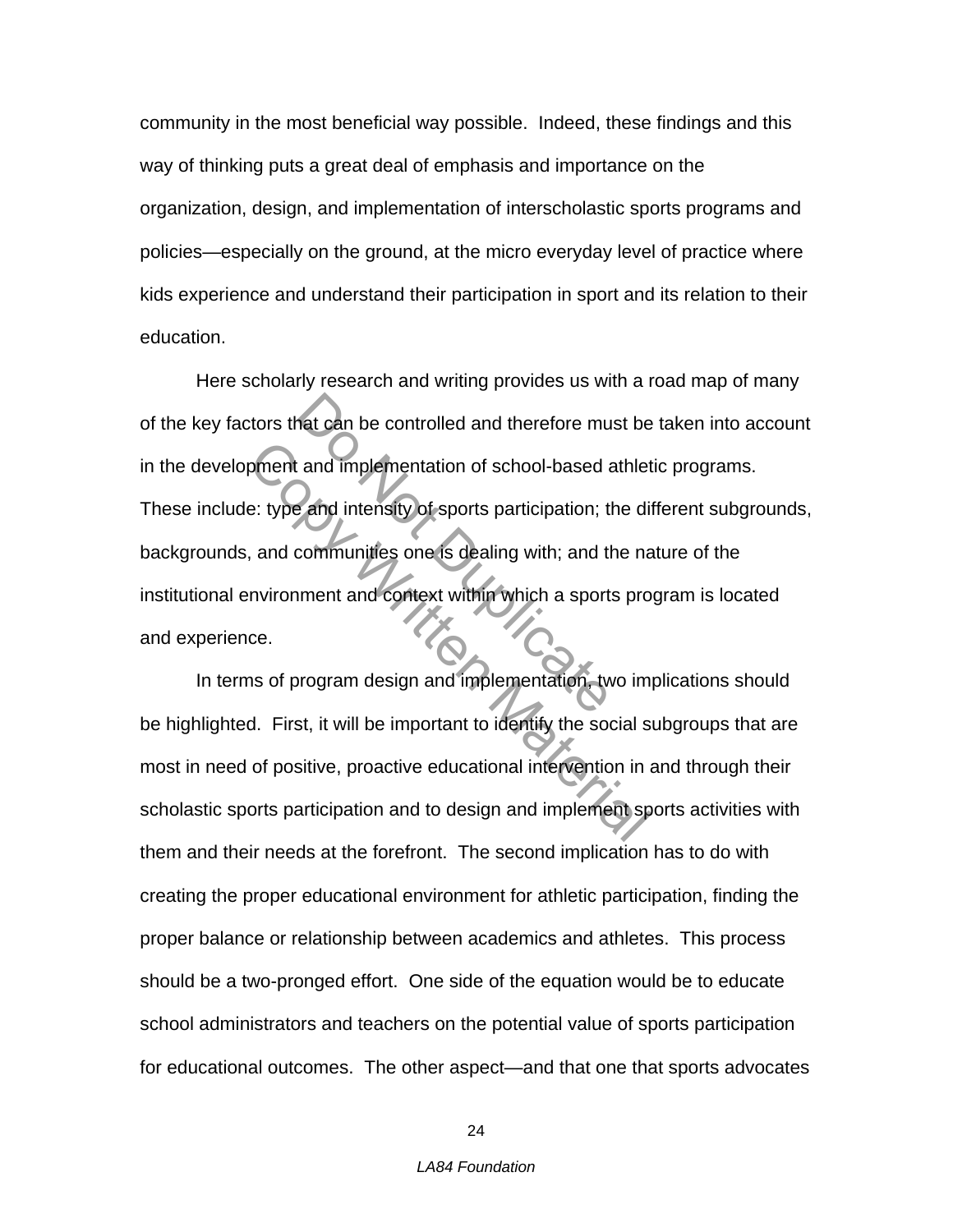community in the most beneficial way possible. Indeed, these findings and this way of thinking puts a great deal of emphasis and importance on the organization, design, and implementation of interscholastic sports programs and policies—especially on the ground, at the micro everyday level of practice where kids experience and understand their participation in sport and its relation to their education.

Here scholarly research and writing provides us with a road map of many of the key factors that can be controlled and therefore must be taken into account in the development and implementation of school-based athletic programs. These include: type and intensity of sports participation; the different subgrounds, backgrounds, and communities one is dealing with; and the nature of the institutional environment and context within which a sports program is located and experience.

In terms of program design and implementation, two implications should be highlighted. First, it will be important to identify the social subgroups that are most in need of positive, proactive educational intervention in and through their scholastic sports participation and to design and implement sports activities with them and their needs at the forefront. The second implication has to do with creating the proper educational environment for athletic participation, finding the proper balance or relationship between academics and athletes. This process should be a two-pronged effort. One side of the equation would be to educate school administrators and teachers on the potential value of sports participation for educational outcomes. The other aspect—and that one that sports advocates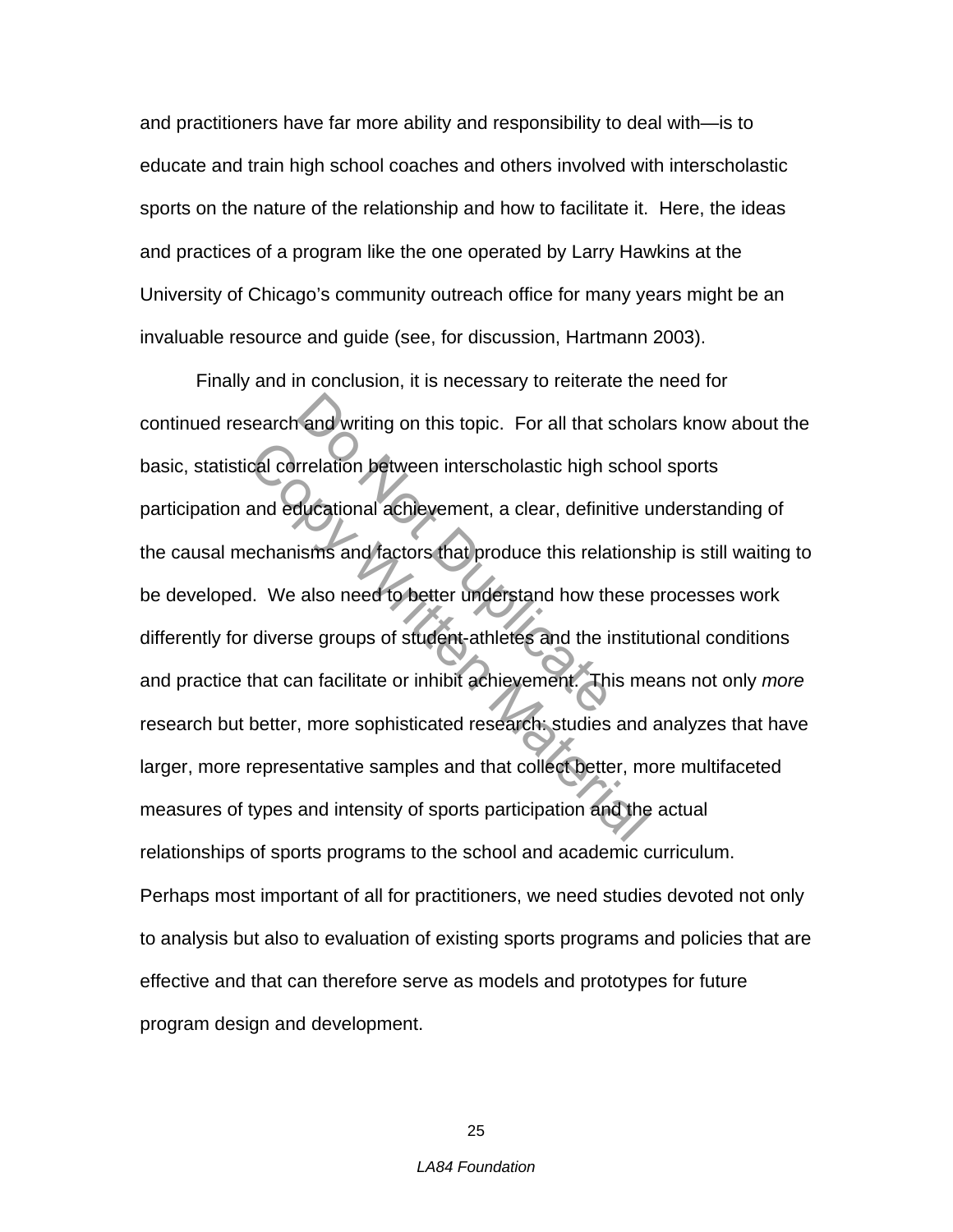and practitioners have far more ability and responsibility to deal with—is to educate and train high school coaches and others involved with interscholastic sports on the nature of the relationship and how to facilitate it. Here, the ideas and practices of a program like the one operated by Larry Hawkins at the University of Chicago's community outreach office for many years might be an invaluable resource and guide (see, for discussion, Hartmann 2003).

Finally and in conclusion, it is necessary to reiterate the need for continued research and writing on this topic. For all that scholars know about the basic, statistical correlation between interscholastic high school sports participation and educational achievement, a clear, definitive understanding of the causal mechanisms and factors that produce this relationship is still waiting to be developed. We also need to better understand how these processes work differently for diverse groups of student-athletes and the institutional conditions and practice that can facilitate or inhibit achievement. This means not only *more* research but better, more sophisticated research: studies and analyzes that have larger, more representative samples and that collect better, more multifaceted measures of types and intensity of sports participation and the actual relationships of sports programs to the school and academic curriculum. Perhaps most important of all for practitioners, we need studies devoted not only to analysis but also to evaluation of existing sports programs and policies that are effective and that can therefore serve as models and prototypes for future program design and development.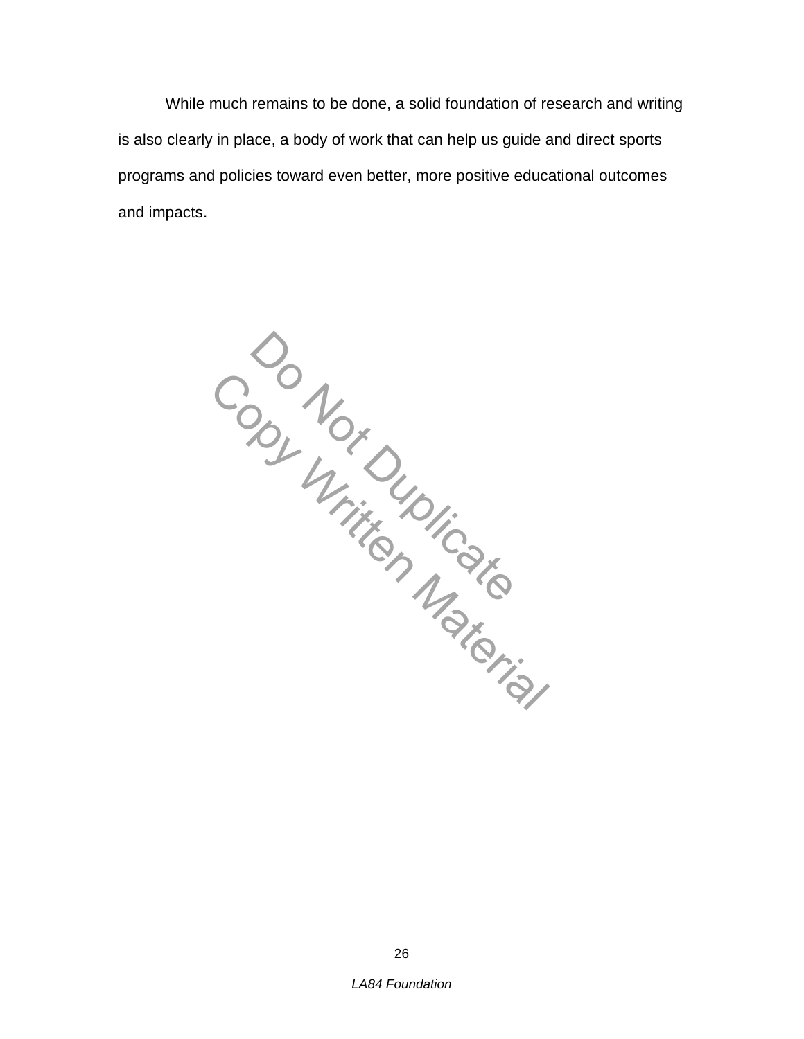While much remains to be done, a solid foundation of research and writing is also clearly in place, a body of work that can help us guide and direct sports programs and policies toward even better, more positive educational outcomes and impacts.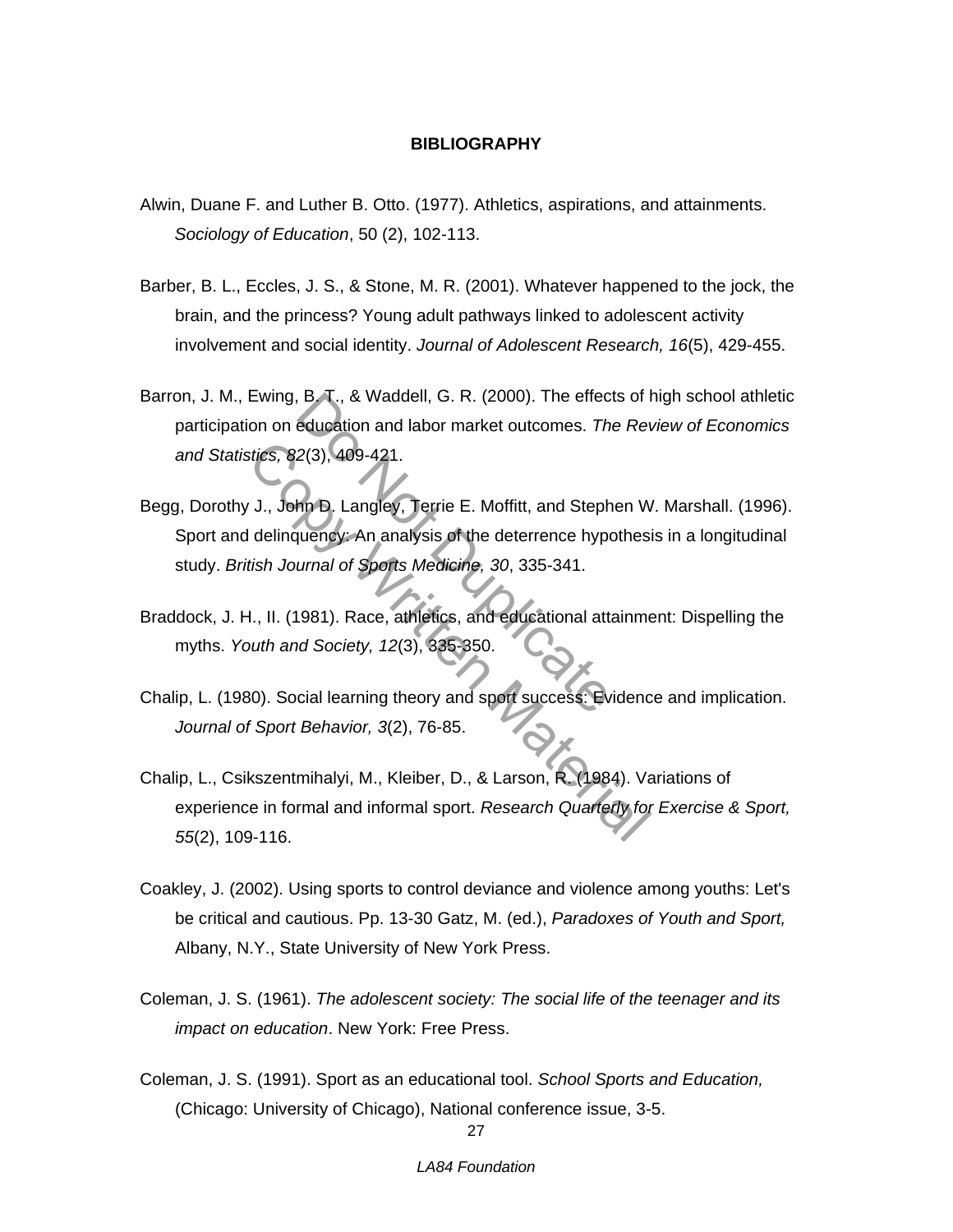**BIBLIOGRAPHY**

Alwin, Duane F. and Luther B. Otto. (1977). Athletics, aspirations, and attainments. *Sociology of Education*, 50 (2), 102-113.

Barber, B. L., Eccles, J. S., & Stone, M. R. (2001). Whatever happened to the jock, the brain, and the princess? Young adult pathways linked to adolescent activity involvement and social identity. *Journal of Adolescent Research, 16*(5), 429-455.

Barron, J. M., Ewing, B. T., & Waddell, G. R. (2000). The effects of high school athletic participation on education and labor market outcomes. *The Review of Economics and Statistics, 82*(3), 409-421.

Begg, Dorothy J., John D. Langley, Terrie E. Moffitt, and Stephen W. Marshall. (1996). Sport and delinquency: An analysis of the deterrence hypothesis in a longitudinal study. *British Journal of Sports Medicine, 30*, 335-341.

Braddock, J. H., II. (1981). Race, athletics, and educational attainment: Dispelling the myths. *Youth and Society, 12*(3), 335-350.

Chalip, L. (1980). Social learning theory and sport success: Evidence and implication. *Journal of Sport Behavior, 3*(2), 76-85.

Chalip, L., Csikszentmihalyi, M., Kleiber, D., & Larson, R. (1984). Variations of experience in formal and informal sport. *Research Quarterly for Exercise & Sport, 55*(2), 109-116.

Coakley, J. (2002). Using sports to control deviance and violence among youths: Let's be critical and cautious. Pp. 13-30 Gatz, M. (ed.), *Paradoxes of Youth and Sport,* Albany, N.Y., State University of New York Press.

Coleman, J. S. (1961). *The adolescent society: The social life of the teenager and its impact on education*. New York: Free Press.

Coleman, J. S. (1991). Sport as an educational tool. *School Sports and Education,* (Chicago: University of Chicago), National conference issue, 3-5.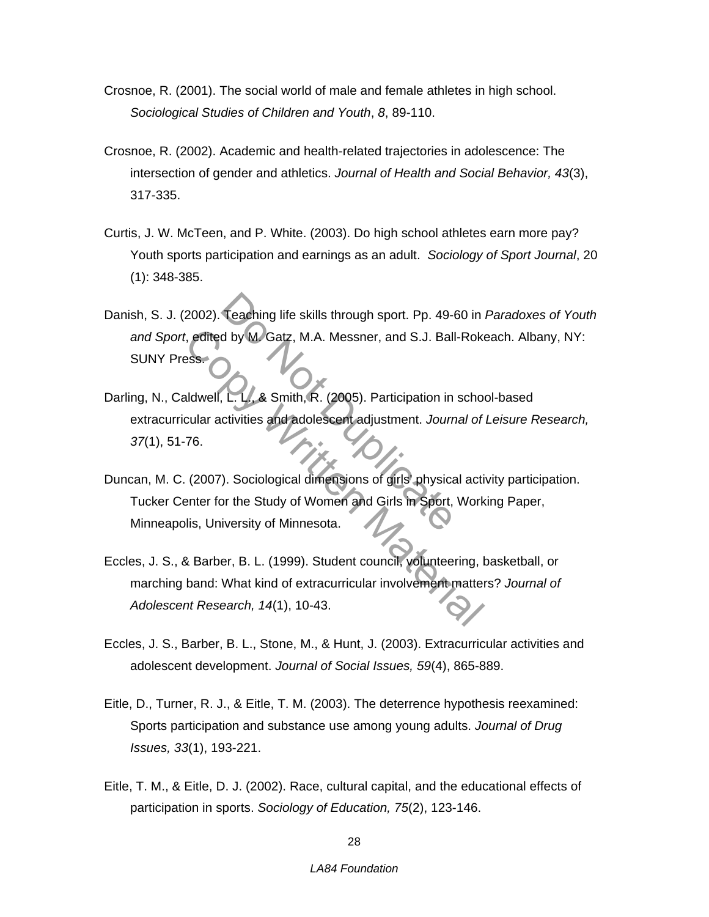Crosnoe, R. (2001). The social world of male and female athletes in high school. *Sociological Studies of Children and Youth*, *8*, 89-110.

Crosnoe, R. (2002). Academic and health-related trajectories in adolescence: The intersection of gender and athletics. *Journal of Health and Social Behavior, 43*(3), 317-335.

Curtis, J. W. McTeen, and P. White. (2003). Do high school athletes earn more pay? Youth sports participation and earnings as an adult. *Sociology of Sport Journal*, 20 (1): 348-385.

Danish, S. J. (2002). Teaching life skills through sport. Pp. 49-60 in *Paradoxes of Youth and Sport*, edited by M. Gatz, M.A. Messner, and S.J. Ball-Rokeach. Albany, NY: SUNY Press.

Darling, N., Caldwell, L. L., & Smith, R. (2005). Participation in school-based extracurricular activities and adolescent adjustment. *Journal of Leisure Research, 37*(1), 51-76.

Duncan, M. C. (2007). Sociological dimensions of girls' physical activity participation. Tucker Center for the Study of Women and Girls in Sport, Working Paper, Minneapolis, University of Minnesota.

Eccles, J. S., & Barber, B. L. (1999). Student council, volunteering, basketball, or marching band: What kind of extracurricular involvement matters? *Journal of Adolescent Research, 14*(1), 10-43.

Eccles, J. S., Barber, B. L., Stone, M., & Hunt, J. (2003). Extracurricular activities and adolescent development. *Journal of Social Issues, 59*(4), 865-889.

Eitle, D., Turner, R. J., & Eitle, T. M. (2003). The deterrence hypothesis reexamined: Sports participation and substance use among young adults. *Journal of Drug Issues, 33*(1), 193-221.

Eitle, T. M., & Eitle, D. J. (2002). Race, cultural capital, and the educational effects of participation in sports. *Sociology of Education, 75*(2), 123-146.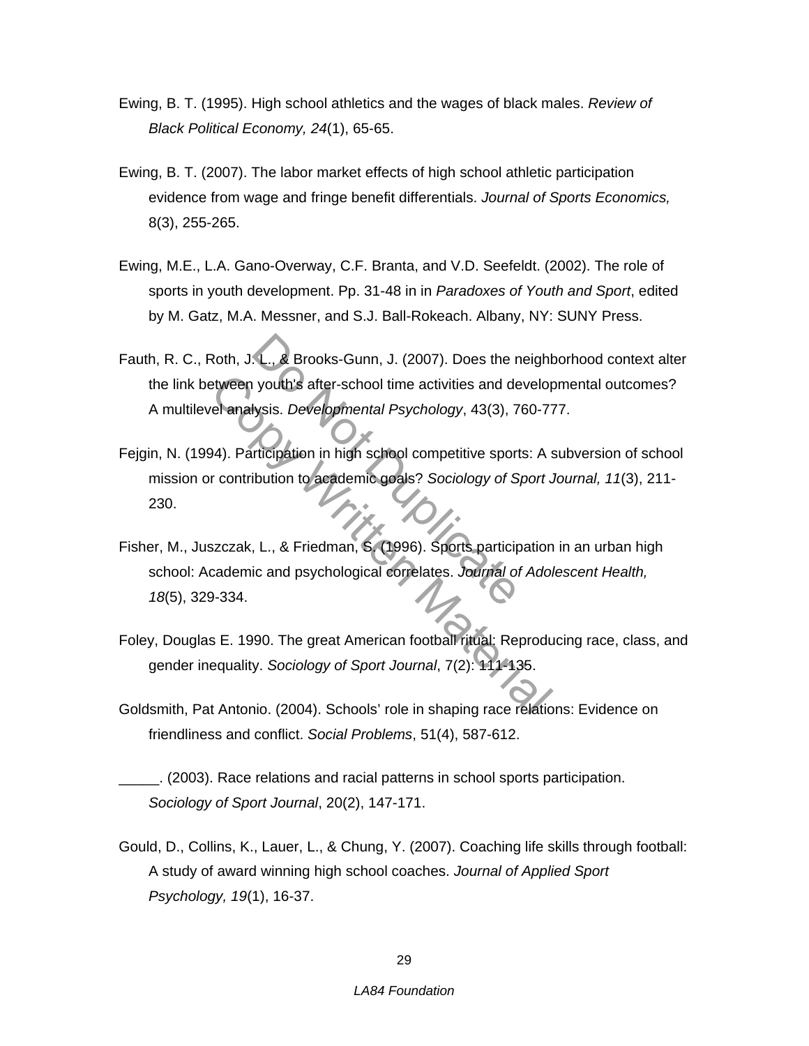Ewing, B. T. (1995). High school athletics and the wages of black males. *Review of Black Political Economy, 24*(1), 65-65.

Ewing, B. T. (2007). The labor market effects of high school athletic participation evidence from wage and fringe benefit differentials. *Journal of Sports Economics,* 8(3), 255-265.

Ewing, M.E., L.A. Gano-Overway, C.F. Branta, and V.D. Seefeldt. (2002). The role of sports in youth development. Pp. 31-48 in in *Paradoxes of Youth and Sport*, edited by M. Gatz, M.A. Messner, and S.J. Ball-Rokeach. Albany, NY: SUNY Press.

Fauth, R. C., Roth, J. L., & Brooks-Gunn, J. (2007). Does the neighborhood context alter the link between youth's after-school time activities and developmental outcomes? A multilevel analysis. *Developmental Psychology*, 43(3), 760-777.

Fejgin, N. (1994). Participation in high school competitive sports: A subversion of school mission or contribution to academic goals? *Sociology of Sport Journal, 11*(3), 211-230.

Fisher, M., Juszczak, L., & Friedman, S. (1996). Sports participation in an urban high school: Academic and psychological correlates. *Journal of Adolescent Health, 18*(5), 329-334.

Foley, Douglas E. 1990. The great American football ritual: Reproducing race, class, and gender inequality. *Sociology of Sport Journal*, 7(2): 111-135.

Goldsmith, Pat Antonio. (2004). Schools' role in shaping race relations: Evidence on friendliness and conflict. *Social Problems*, 51(4), 587-612.

_____. (2003). Race relations and racial patterns in school sports participation. *Sociology of Sport Journal*, 20(2), 147-171.

Gould, D., Collins, K., Lauer, L., & Chung, Y. (2007). Coaching life skills through football: A study of award winning high school coaches. *Journal of Applied Sport Psychology, 19*(1), 16-37.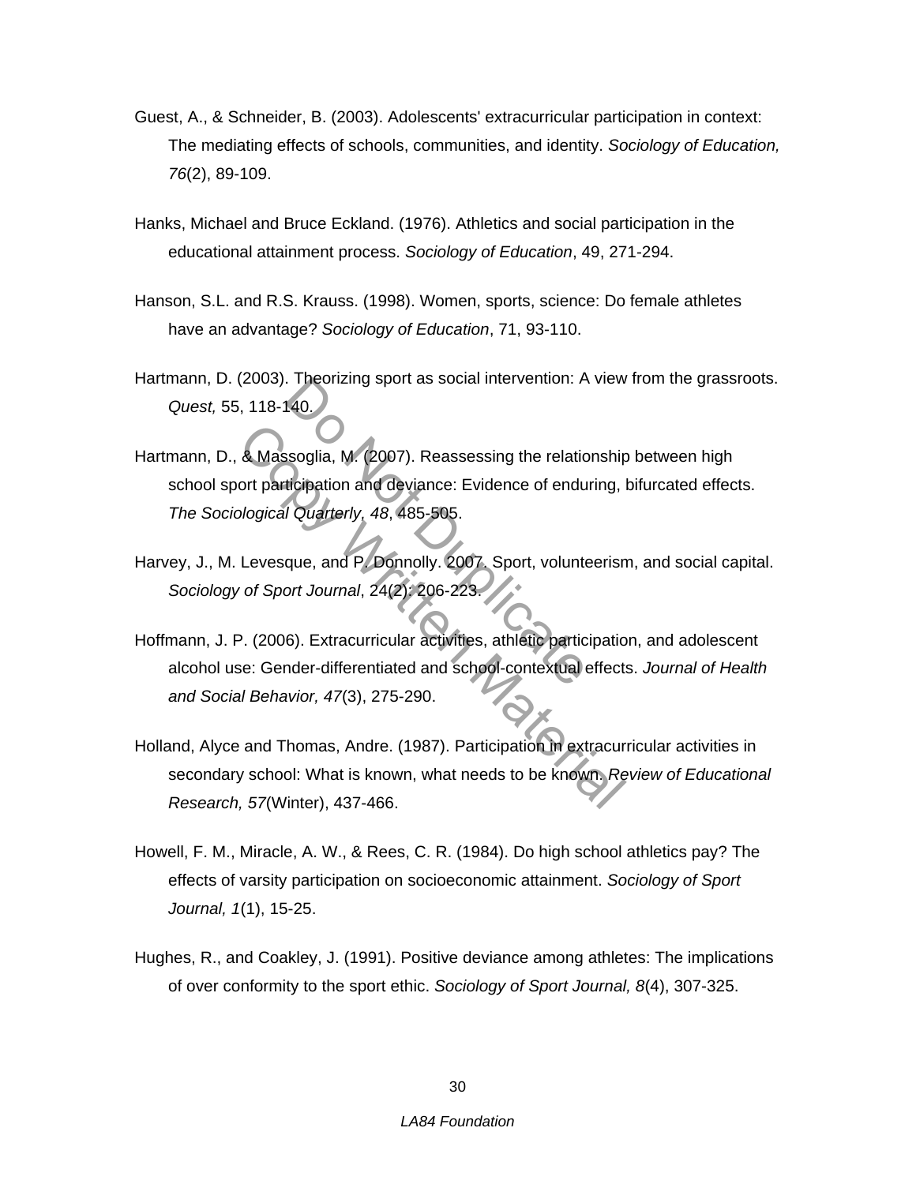Guest, A., & Schneider, B. (2003). Adolescents' extracurricular participation in context: The mediating effects of schools, communities, and identity. *Sociology of Education, 76*(2), 89-109.

Hanks, Michael and Bruce Eckland. (1976). Athletics and social participation in the educational attainment process. *Sociology of Education*, 49, 271-294.

Hanson, S.L. and R.S. Krauss. (1998). Women, sports, science: Do female athletes have an advantage? *Sociology of Education*, 71, 93-110.

Hartmann, D. (2003). Theorizing sport as social intervention: A view from the grassroots. *Quest,* 55, 118-140.

Hartmann, D., & Massoglia, M. (2007). Reassessing the relationship between high school sport participation and deviance: Evidence of enduring, bifurcated effects. *The Sociological Quarterly*, *48*, 485-505.

Harvey, J., M. Levesque, and P. Donnolly. 2007. Sport, volunteerism, and social capital. *Sociology of Sport Journal*, 24(2): 206-223.

Hoffmann, J. P. (2006). Extracurricular activities, athletic participation, and adolescent alcohol use: Gender-differentiated and school-contextual effects. *Journal of Health and Social Behavior, 47*(3), 275-290.

Holland, Alyce and Thomas, Andre. (1987). Participation in extracurricular activities in secondary school: What is known, what needs to be known. *Review of Educational Research, 57*(Winter), 437-466.

Howell, F. M., Miracle, A. W., & Rees, C. R. (1984). Do high school athletics pay? The effects of varsity participation on socioeconomic attainment. *Sociology of Sport Journal, 1*(1), 15-25.

Hughes, R., and Coakley, J. (1991). Positive deviance among athletes: The implications of over conformity to the sport ethic. *Sociology of Sport Journal, 8*(4), 307-325.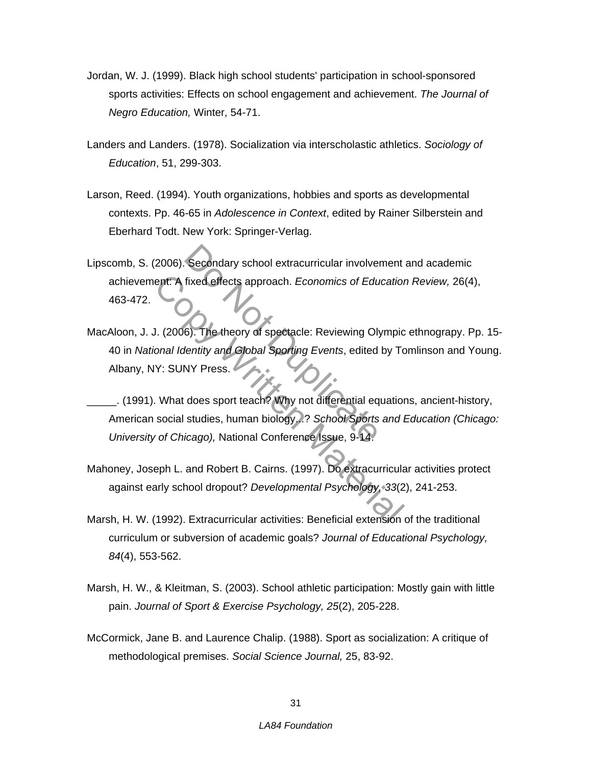Jordan, W. J. (1999). Black high school students' participation in school-sponsored sports activities: Effects on school engagement and achievement. *The Journal of Negro Education,* Winter, 54-71.

Landers and Landers. (1978). Socialization via interscholastic athletics. *Sociology of Education*, 51, 299-303.

Larson, Reed. (1994). Youth organizations, hobbies and sports as developmental contexts. Pp. 46-65 in *Adolescence in Context*, edited by Rainer Silberstein and Eberhard Todt. New York: Springer-Verlag.

Lipscomb, S. (2006). Secondary school extracurricular involvement and academic achievement: A fixed effects approach. *Economics of Education Review,* 26(4), 463-472.

MacAloon, J. J. (2006). The theory of spectacle: Reviewing Olympic ethnograpy. Pp. 15-40 in *National Identity and Global Sporting Events*, edited by Tomlinson and Young. Albany, NY: SUNY Press.

_____. (1991). What does sport teach? Why not differential equations, ancient-history, American social studies, human biology...? *School Sports and Education (Chicago: University of Chicago),* National Conference Issue, 9-14.

Mahoney, Joseph L. and Robert B. Cairns. (1997). Do extracurricular activities protect against early school dropout? *Developmental Psychology, 33*(2), 241-253.

Marsh, H. W. (1992). Extracurricular activities: Beneficial extension of the traditional curriculum or subversion of academic goals? *Journal of Educational Psychology, 84*(4), 553-562.

Marsh, H. W., & Kleitman, S. (2003). School athletic participation: Mostly gain with little pain. *Journal of Sport & Exercise Psychology, 25*(2), 205-228.

McCormick, Jane B. and Laurence Chalip. (1988). Sport as socialization: A critique of methodological premises. *Social Science Journal,* 25, 83-92.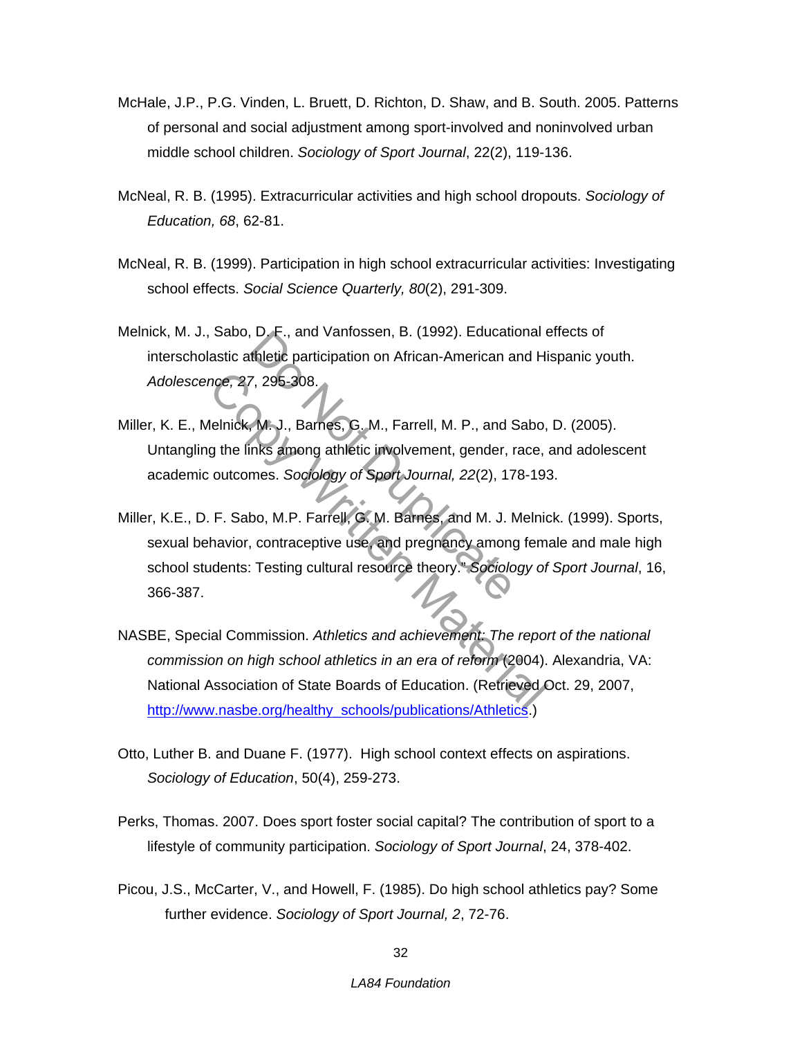McHale, J.P., P.G. Vinden, L. Bruett, D. Richton, D. Shaw, and B. South. 2005. Patterns of personal and social adjustment among sport-involved and noninvolved urban middle school children. *Sociology of Sport Journal*, 22(2), 119-136.

McNeal, R. B. (1995). Extracurricular activities and high school dropouts. *Sociology of Education, 68*, 62-81.

McNeal, R. B. (1999). Participation in high school extracurricular activities: Investigating school effects. *Social Science Quarterly, 80*(2), 291-309.

Melnick, M. J., Sabo, D. F., and Vanfossen, B. (1992). Educational effects of interscholastic athletic participation on African-American and Hispanic youth. *Adolescence, 27*, 295-308.

Miller, K. E., Melnick, M. J., Barnes, G. M., Farrell, M. P., and Sabo, D. (2005). Untangling the links among athletic involvement, gender, race, and adolescent academic outcomes. *Sociology of Sport Journal, 22*(2), 178-193.

Miller, K.E., D. F. Sabo, M.P. Farrell, G. M. Barnes, and M. J. Melnick. (1999). Sports, sexual behavior, contraceptive use, and pregnancy among female and male high school students: Testing cultural resource theory." *Sociology of Sport Journal*, 16, 366-387.

NASBE, Special Commission. *Athletics and achievement: The report of the national commission on high school athletics in an era of reform* (2004). Alexandria, VA: National Association of State Boards of Education. (Retrieved Oct. 29, 2007, http://www.nasbe.org/healthy_schools/publications/Athletics.)

Otto, Luther B. and Duane F. (1977). High school context effects on aspirations. *Sociology of Education*, 50(4), 259-273.

Perks, Thomas. 2007. Does sport foster social capital? The contribution of sport to a lifestyle of community participation. *Sociology of Sport Journal*, 24, 378-402.

Picou, J.S., McCarter, V., and Howell, F. (1985). Do high school athletics pay? Some further evidence. *Sociology of Sport Journal, 2*, 72-76.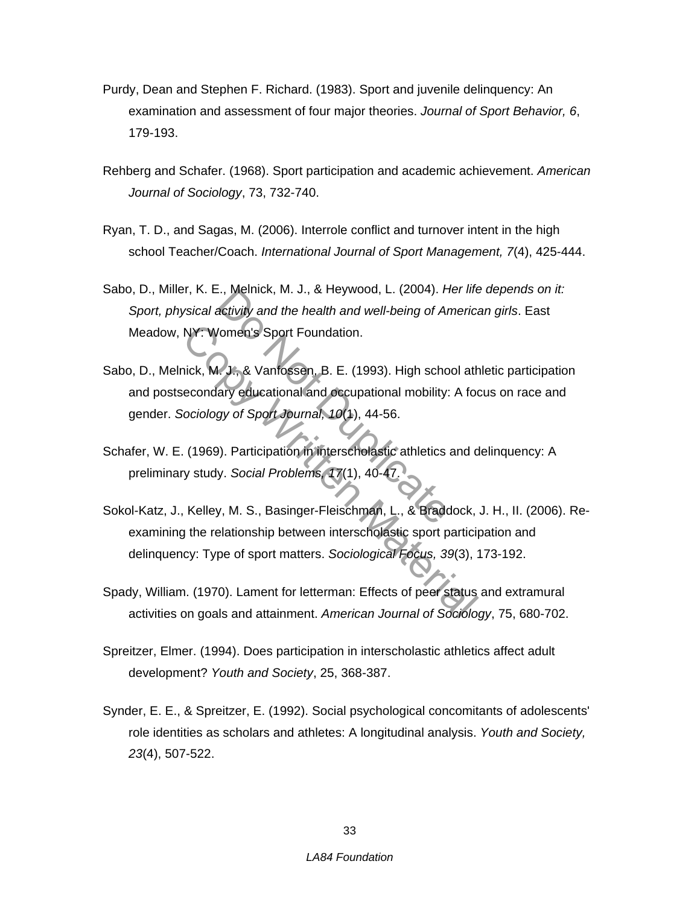Purdy, Dean and Stephen F. Richard. (1983). Sport and juvenile delinquency: An examination and assessment of four major theories. *Journal of Sport Behavior, 6*, 179-193.

Rehberg and Schafer. (1968). Sport participation and academic achievement. *American Journal of Sociology*, 73, 732-740.

Ryan, T. D., and Sagas, M. (2006). Interrole conflict and turnover intent in the high school Teacher/Coach. *International Journal of Sport Management, 7*(4), 425-444.

Sabo, D., Miller, K. E., Melnick, M. J., & Heywood, L. (2004). *Her life depends on it: Sport, physical activity and the health and well-being of American girls*. East Meadow, NY: Women's Sport Foundation.

Sabo, D., Melnick, M. J., & Vanfossen, B. E. (1993). High school athletic participation and postsecondary educational and occupational mobility: A focus on race and gender. *Sociology of Sport Journal, 10*(1), 44-56.

Schafer, W. E. (1969). Participation in interscholastic athletics and delinquency: A preliminary study. *Social Problems, 17*(1), 40-47.

Sokol-Katz, J., Kelley, M. S., Basinger-Fleischman, L., & Braddock, J. H., II. (2006). Re-examining the relationship between interscholastic sport participation and delinquency: Type of sport matters. *Sociological Focus, 39*(3), 173-192.

Spady, William. (1970). Lament for letterman: Effects of peer status and extramural activities on goals and attainment. *American Journal of Sociology*, 75, 680-702.

Spreitzer, Elmer. (1994). Does participation in interscholastic athletics affect adult development? *Youth and Society*, 25, 368-387.

Synder, E. E., & Spreitzer, E. (1992). Social psychological concomitants of adolescents' role identities as scholars and athletes: A longitudinal analysis. *Youth and Society, 23*(4), 507-522.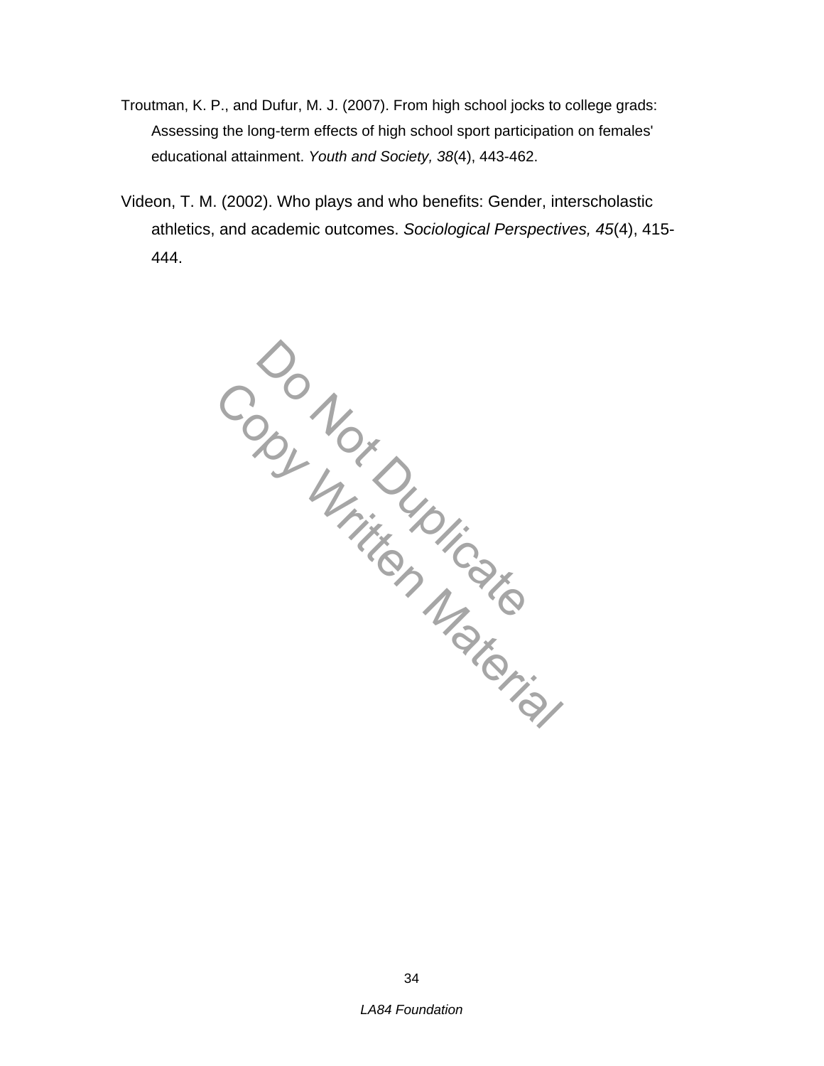Troutman, K. P., and Dufur, M. J. (2007). From high school jocks to college grads: Assessing the long-term effects of high school sport participation on females' educational attainment. *Youth and Society, 38*(4), 443-462.

Videon, T. M. (2002). Who plays and who benefits: Gender, interscholastic athletics, and academic outcomes. *Sociological Perspectives, 45*(4), 415-444.